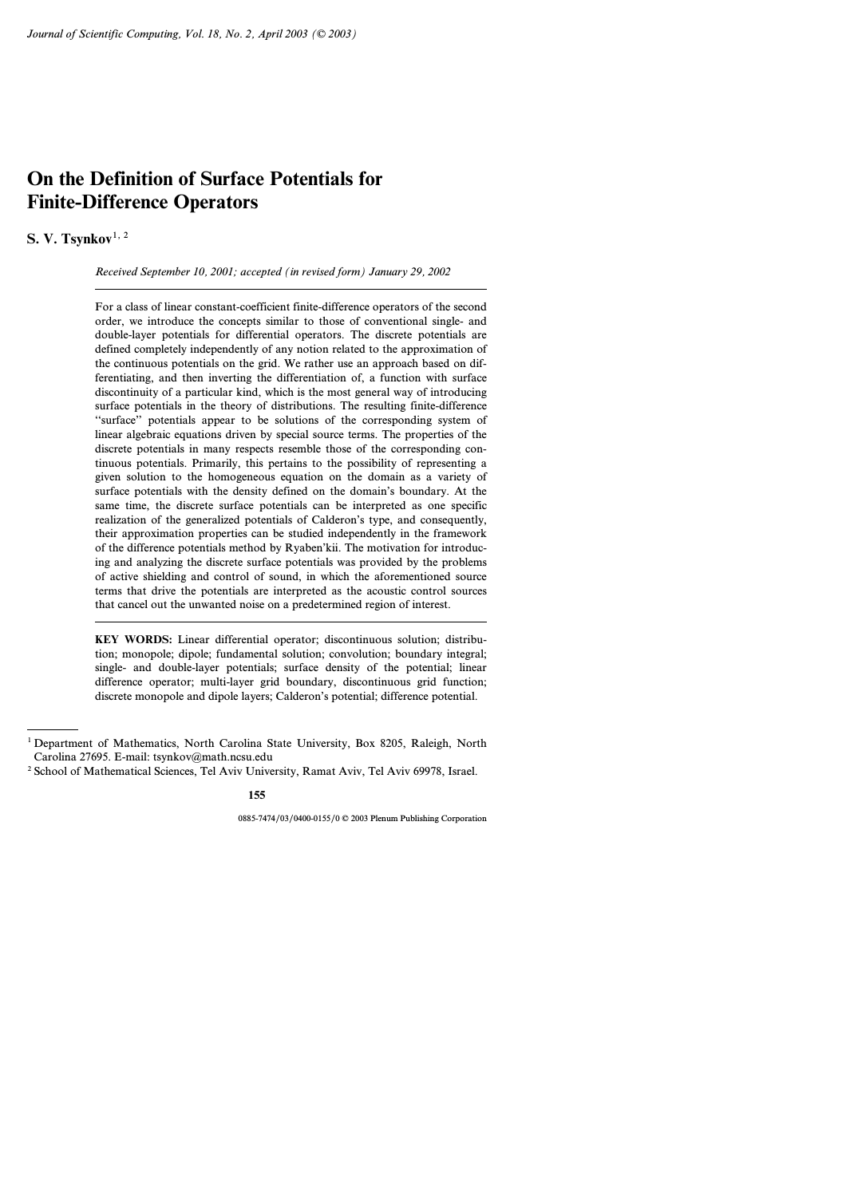# On the Definition of Surface Potentials for Finite-Difference Operators

**S. V. Tsynkov**[1, 2]

*Received September 10, 2001; accepted (in revised form) January 29, 2002*

For a class of linear constant-coefficient finite-difference operators of the second order, we introduce the concepts similar to those of conventional single- and double-layer potentials for differential operators. The discrete potentials are defined completely independently of any notion related to the approximation of the continuous potentials on the grid. We rather use an approach based on differentiating, and then inverting the differentiation of, a function with surface discontinuity of a particular kind, which is the most general way of introducing surface potentials in the theory of distributions. The resulting finite-difference "surface" potentials appear to be solutions of the corresponding system of linear algebraic equations driven by special source terms. The properties of the discrete potentials in many respects resemble those of the corresponding continuous potentials. Primarily, this pertains to the possibility of representing a given solution to the homogeneous equation on the domain as a variety of surface potentials with the density defined on the domain's boundary. At the same time, the discrete surface potentials can be interpreted as one specific realization of the generalized potentials of Calderon's type, and consequently, their approximation properties can be studied independently in the framework of the difference potentials method by Ryaben'kii. The motivation for introducing and analyzing the discrete surface potentials was provided by the problems of active shielding and control of sound, in which the aforementioned source terms that drive the potentials are interpreted as the acoustic control sources that cancel out the unwanted noise on a predetermined region of interest.

**KEY WORDS:** Linear differential operator; discontinuous solution; distribution; monopole; dipole; fundamental solution; convolution; boundary integral; single- and double-layer potentials; surface density of the potential; linear difference operator; multi-layer grid boundary, discontinuous grid function; discrete monopole and dipole layers; Calderon's potential; difference potential.

---

[1] Department of Mathematics, North Carolina State University, Box 8205, Raleigh, North Carolina 27695. E-mail: tsynkov@math.ncsu.edu

[2] School of Mathematical Sciences, Tel Aviv University, Ramat Aviv, Tel Aviv 69978, Israel.

0885-7474/03/0400-0155/0 © 2003 Plenum Publishing Corporation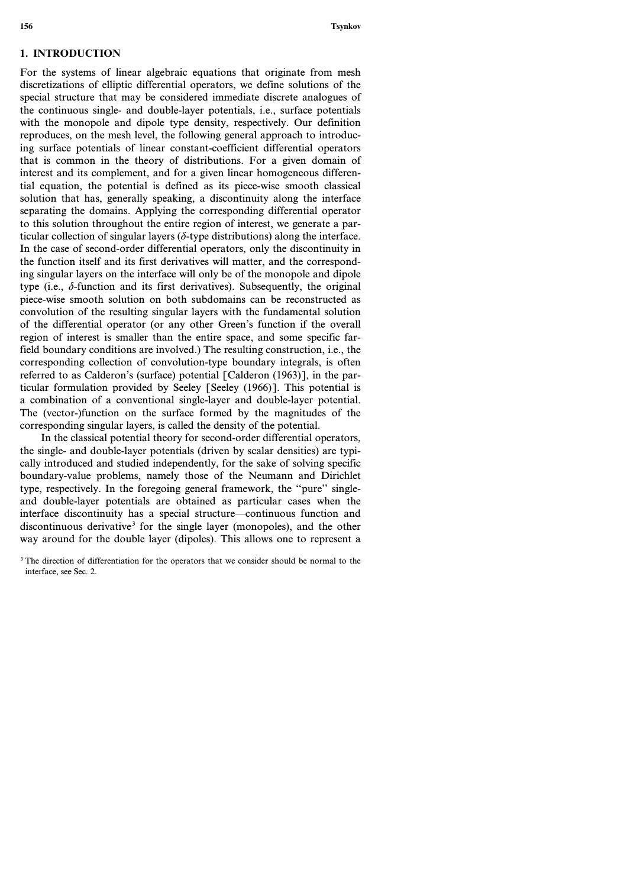## 1. INTRODUCTION

For the systems of linear algebraic equations that originate from mesh discretizations of elliptic differential operators, we define solutions of the special structure that may be considered immediate discrete analogues of the continuous single- and double-layer potentials, i.e., surface potentials with the monopole and dipole type density, respectively. Our definition reproduces, on the mesh level, the following general approach to introducing surface potentials of linear constant-coefficient differential operators that is common in the theory of distributions. For a given domain of interest and its complement, and for a given linear homogeneous differential equation, the potential is defined as its piece-wise smooth classical solution that has, generally speaking, a discontinuity along the interface separating the domains. Applying the corresponding differential operator to this solution throughout the entire region of interest, we generate a particular collection of singular layers ($\delta$-type distributions) along the interface. In the case of second-order differential operators, only the discontinuity in the function itself and its first derivatives will matter, and the corresponding singular layers on the interface will only be of the monopole and dipole type (i.e., $\delta$-function and its first derivatives). Subsequently, the original piece-wise smooth solution on both subdomains can be reconstructed as convolution of the resulting singular layers with the fundamental solution of the differential operator (or any other Green's function if the overall region of interest is smaller than the entire space, and some specific far-field boundary conditions are involved.) The resulting construction, i.e., the corresponding collection of convolution-type boundary integrals, is often referred to as Calderon's (surface) potential [Calderon (1963)], in the particular formulation provided by Seeley [Seeley (1966)]. This potential is a combination of a conventional single-layer and double-layer potential. The (vector-)function on the surface formed by the magnitudes of the corresponding singular layers, is called the density of the potential.

In the classical potential theory for second-order differential operators, the single- and double-layer potentials (driven by scalar densities) are typically introduced and studied independently, for the sake of solving specific boundary-value problems, namely those of the Neumann and Dirichlet type, respectively. In the foregoing general framework, the "pure" single- and double-layer potentials are obtained as particular cases when the interface discontinuity has a special structure—continuous function and discontinuous derivative[3] for the single layer (monopoles), and the other way around for the double layer (dipoles). This allows one to represent a

[3] The direction of differentiation for the operators that we consider should be normal to the interface, see Sec. 2.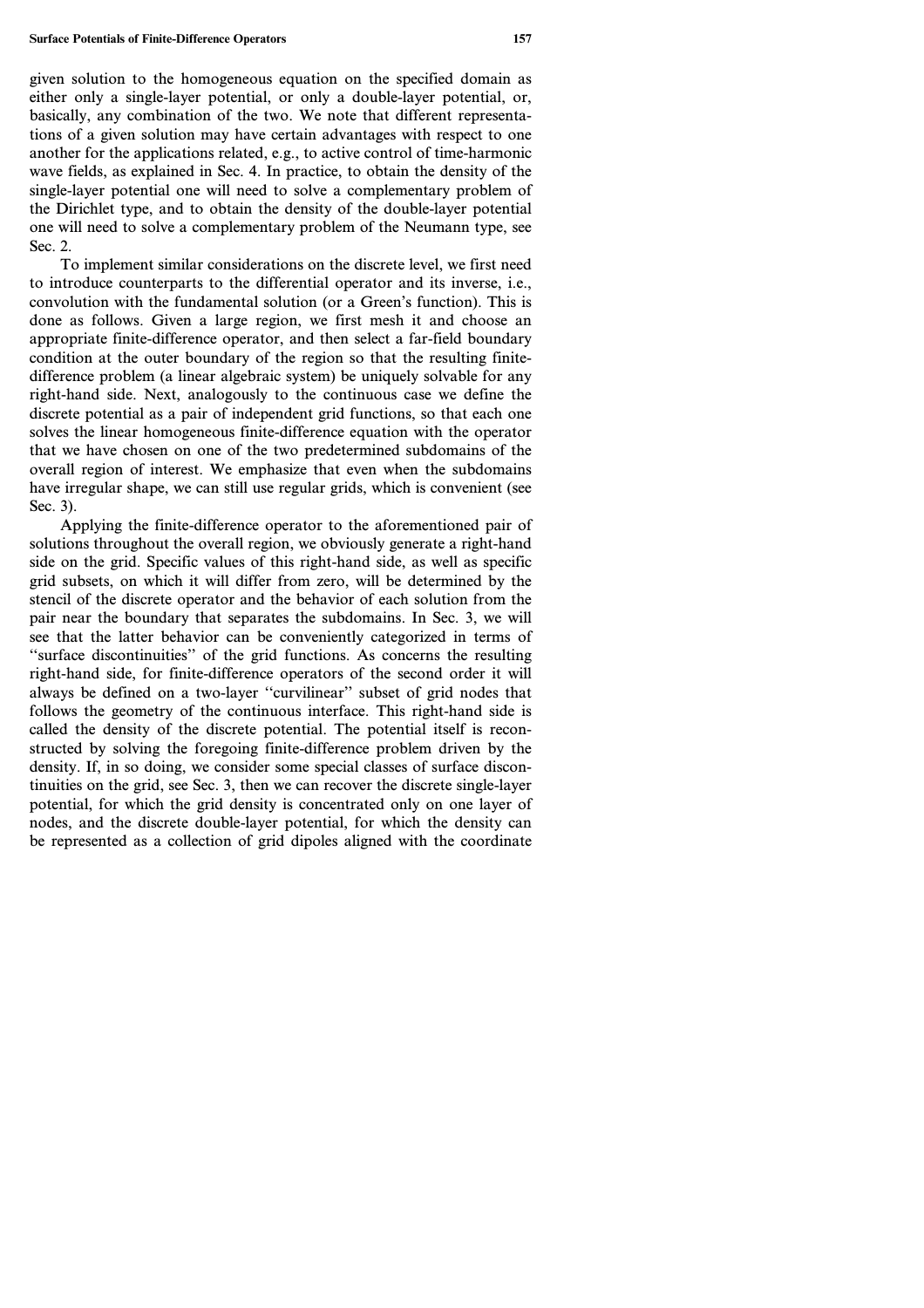given solution to the homogeneous equation on the specified domain as either only a single-layer potential, or only a double-layer potential, or, basically, any combination of the two. We note that different representations of a given solution may have certain advantages with respect to one another for the applications related, e.g., to active control of time-harmonic wave fields, as explained in Sec. 4. In practice, to obtain the density of the single-layer potential one will need to solve a complementary problem of the Dirichlet type, and to obtain the density of the double-layer potential one will need to solve a complementary problem of the Neumann type, see Sec. 2.

To implement similar considerations on the discrete level, we first need to introduce counterparts to the differential operator and its inverse, i.e., convolution with the fundamental solution (or a Green's function). This is done as follows. Given a large region, we first mesh it and choose an appropriate finite-difference operator, and then select a far-field boundary condition at the outer boundary of the region so that the resulting finite-difference problem (a linear algebraic system) be uniquely solvable for any right-hand side. Next, analogously to the continuous case we define the discrete potential as a pair of independent grid functions, so that each one solves the linear homogeneous finite-difference equation with the operator that we have chosen on one of the two predetermined subdomains of the overall region of interest. We emphasize that even when the subdomains have irregular shape, we can still use regular grids, which is convenient (see Sec. 3).

Applying the finite-difference operator to the aforementioned pair of solutions throughout the overall region, we obviously generate a right-hand side on the grid. Specific values of this right-hand side, as well as specific grid subsets, on which it will differ from zero, will be determined by the stencil of the discrete operator and the behavior of each solution from the pair near the boundary that separates the subdomains. In Sec. 3, we will see that the latter behavior can be conveniently categorized in terms of "surface discontinuities" of the grid functions. As concerns the resulting right-hand side, for finite-difference operators of the second order it will always be defined on a two-layer "curvilinear" subset of grid nodes that follows the geometry of the continuous interface. This right-hand side is called the density of the discrete potential. The potential itself is reconstructed by solving the foregoing finite-difference problem driven by the density. If, in so doing, we consider some special classes of surface discontinuities on the grid, see Sec. 3, then we can recover the discrete single-layer potential, for which the grid density is concentrated only on one layer of nodes, and the discrete double-layer potential, for which the density can be represented as a collection of grid dipoles aligned with the coordinate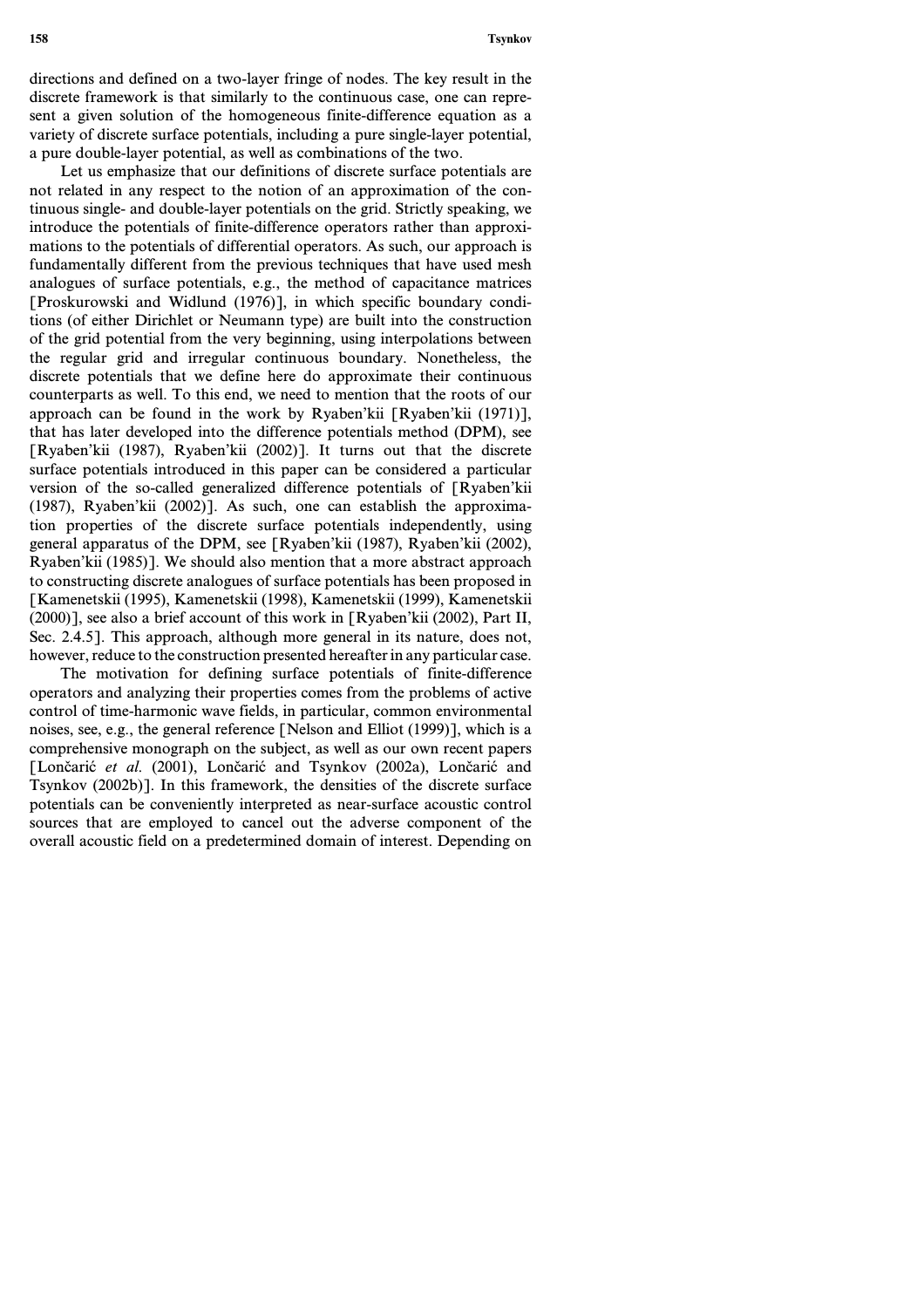directions and defined on a two-layer fringe of nodes. The key result in the discrete framework is that similarly to the continuous case, one can represent a given solution of the homogeneous finite-difference equation as a variety of discrete surface potentials, including a pure single-layer potential, a pure double-layer potential, as well as combinations of the two.

Let us emphasize that our definitions of discrete surface potentials are not related in any respect to the notion of an approximation of the continuous single- and double-layer potentials on the grid. Strictly speaking, we introduce the potentials of finite-difference operators rather than approximations to the potentials of differential operators. As such, our approach is fundamentally different from the previous techniques that have used mesh analogues of surface potentials, e.g., the method of capacitance matrices [Proskurowski and Widlund (1976)], in which specific boundary conditions (of either Dirichlet or Neumann type) are built into the construction of the grid potential from the very beginning, using interpolations between the regular grid and irregular continuous boundary. Nonetheless, the discrete potentials that we define here do approximate their continuous counterparts as well. To this end, we need to mention that the roots of our approach can be found in the work by Ryaben'kii [Ryaben'kii (1971)], that has later developed into the difference potentials method (DPM), see [Ryaben'kii (1987), Ryaben'kii (2002)]. It turns out that the discrete surface potentials introduced in this paper can be considered a particular version of the so-called generalized difference potentials of [Ryaben'kii (1987), Ryaben'kii (2002)]. As such, one can establish the approximation properties of the discrete surface potentials independently, using general apparatus of the DPM, see [Ryaben'kii (1987), Ryaben'kii (2002), Ryaben'kii (1985)]. We should also mention that a more abstract approach to constructing discrete analogues of surface potentials has been proposed in [Kamenetskii (1995), Kamenetskii (1998), Kamenetskii (1999), Kamenetskii (2000)], see also a brief account of this work in [Ryaben'kii (2002), Part II, Sec. 2.4.5]. This approach, although more general in its nature, does not, however, reduce to the construction presented hereafter in any particular case.

The motivation for defining surface potentials of finite-difference operators and analyzing their properties comes from the problems of active control of time-harmonic wave fields, in particular, common environmental noises, see, e.g., the general reference [Nelson and Elliot (1999)], which is a comprehensive monograph on the subject, as well as our own recent papers [Lončarić *et al.* (2001), Lončarić and Tsynkov (2002a), Lončarić and Tsynkov (2002b)]. In this framework, the densities of the discrete surface potentials can be conveniently interpreted as near-surface acoustic control sources that are employed to cancel out the adverse component of the overall acoustic field on a predetermined domain of interest. Depending on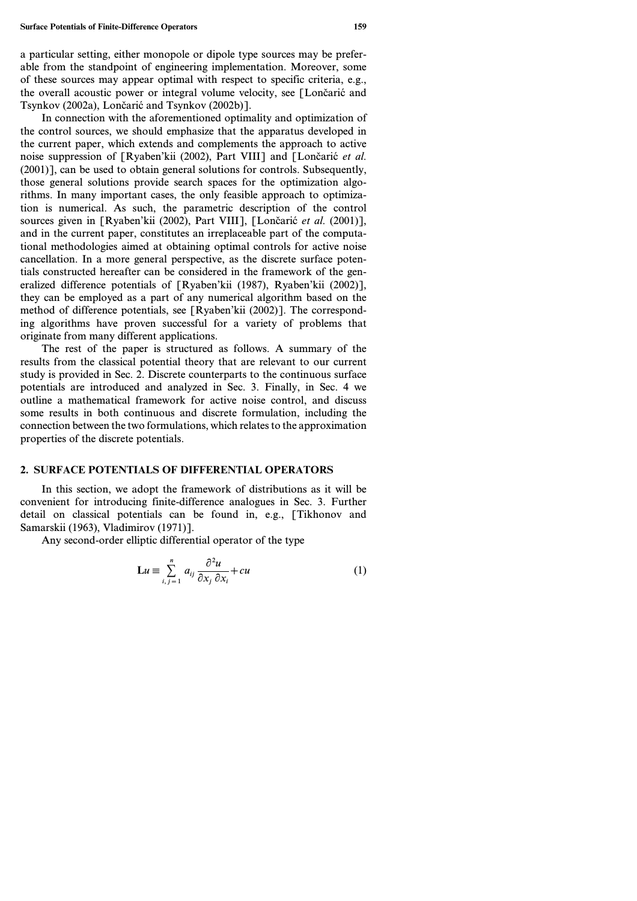a particular setting, either monopole or dipole type sources may be preferable from the standpoint of engineering implementation. Moreover, some of these sources may appear optimal with respect to specific criteria, e.g., the overall acoustic power or integral volume velocity, see [Lončarić and Tsynkov (2002a), Lončarić and Tsynkov (2002b)].

In connection with the aforementioned optimality and optimization of the control sources, we should emphasize that the apparatus developed in the current paper, which extends and complements the approach to active noise suppression of [Ryaben'kii (2002), Part VIII] and [Lončarić *et al.* (2001)], can be used to obtain general solutions for controls. Subsequently, those general solutions provide search spaces for the optimization algorithms. In many important cases, the only feasible approach to optimization is numerical. As such, the parametric description of the control sources given in [Ryaben'kii (2002), Part VIII], [Lončarić *et al.* (2001)], and in the current paper, constitutes an irreplaceable part of the computational methodologies aimed at obtaining optimal controls for active noise cancellation. In a more general perspective, as the discrete surface potentials constructed hereafter can be considered in the framework of the generalized difference potentials of [Ryaben'kii (1987), Ryaben'kii (2002)], they can be employed as a part of any numerical algorithm based on the method of difference potentials, see [Ryaben'kii (2002)]. The corresponding algorithms have proven successful for a variety of problems that originate from many different applications.

The rest of the paper is structured as follows. A summary of the results from the classical potential theory that are relevant to our current study is provided in Sec. 2. Discrete counterparts to the continuous surface potentials are introduced and analyzed in Sec. 3. Finally, in Sec. 4 we outline a mathematical framework for active noise control, and discuss some results in both continuous and discrete formulation, including the connection between the two formulations, which relates to the approximation properties of the discrete potentials.

## 2. SURFACE POTENTIALS OF DIFFERENTIAL OPERATORS

In this section, we adopt the framework of distributions as it will be convenient for introducing finite-difference analogues in Sec. 3. Further detail on classical potentials can be found in, e.g., [Tikhonov and Samarskii (1963), Vladimirov (1971)].

Any second-order elliptic differential operator of the type

$$\mathbf{L}u \equiv \sum_{i,j=1}^{n} a_{ij} \frac{\partial^2 u}{\partial x_j \, \partial x_i} + cu \tag{1}$$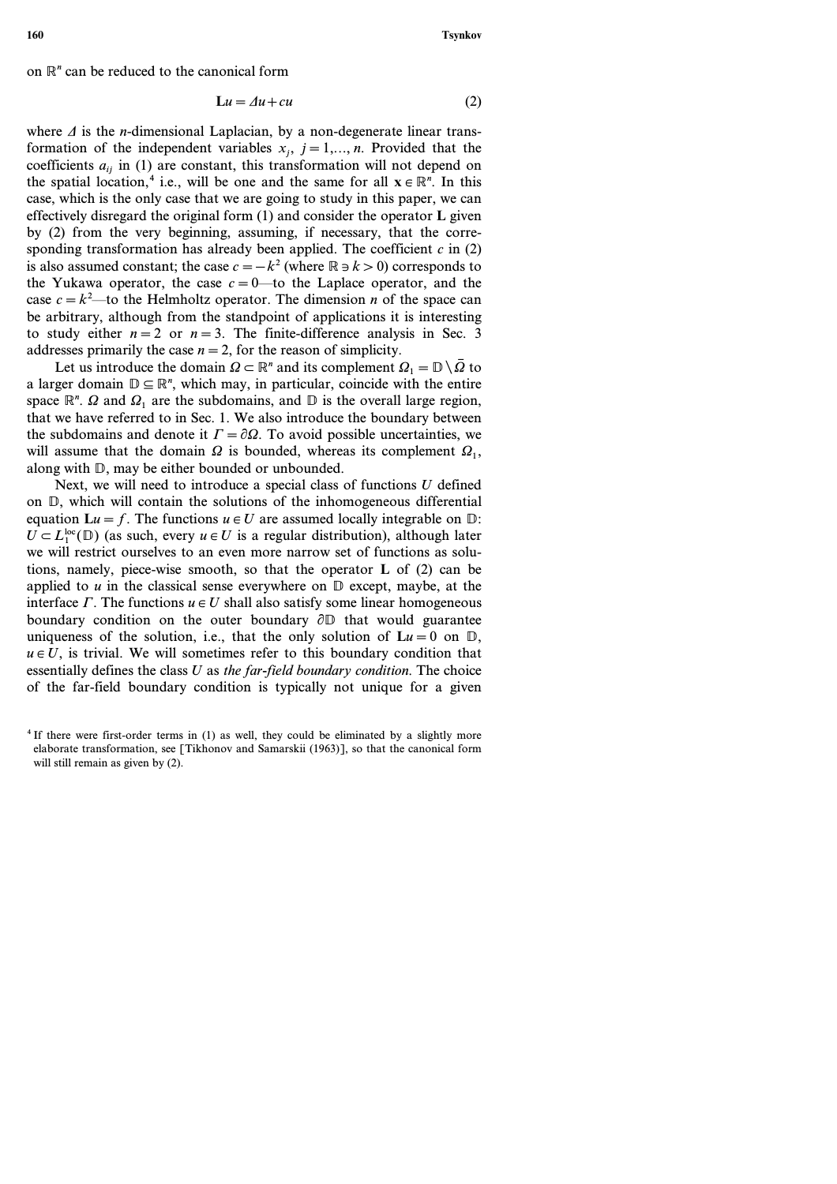on $\mathbb{R}^n$ can be reduced to the canonical form

$$\mathbf{L}u = \Delta u + cu \tag{2}$$

where $\Delta$ is the $n$-dimensional Laplacian, by a non-degenerate linear transformation of the independent variables $x_j$, $j = 1,..., n$. Provided that the coefficients $a_{ij}$ in (1) are constant, this transformation will not depend on the spatial location,[4] i.e., will be one and the same for all $\mathbf{x} \in \mathbb{R}^n$. In this case, which is the only case that we are going to study in this paper, we can effectively disregard the original form (1) and consider the operator $\mathbf{L}$ given by (2) from the very beginning, assuming, if necessary, that the corresponding transformation has already been applied. The coefficient $c$ in (2) is also assumed constant; the case $c = -k^2$ (where $\mathbb{R} \ni k > 0$) corresponds to the Yukawa operator, the case $c = 0$—to the Laplace operator, and the case $c = k^2$—to the Helmholtz operator. The dimension $n$ of the space can be arbitrary, although from the standpoint of applications it is interesting to study either $n = 2$ or $n = 3$. The finite-difference analysis in Sec. 3 addresses primarily the case $n = 2$, for the reason of simplicity.

Let us introduce the domain $\Omega \subset \mathbb{R}^n$ and its complement $\Omega_1 = \mathbb{D} \setminus \bar{\Omega}$ to a larger domain $\mathbb{D} \subseteq \mathbb{R}^n$, which may, in particular, coincide with the entire space $\mathbb{R}^n$. $\Omega$ and $\Omega_1$ are the subdomains, and $\mathbb{D}$ is the overall large region, that we have referred to in Sec. 1. We also introduce the boundary between the subdomains and denote it $\Gamma = \partial\Omega$. To avoid possible uncertainties, we will assume that the domain $\Omega$ is bounded, whereas its complement $\Omega_1$, along with $\mathbb{D}$, may be either bounded or unbounded.

Next, we will need to introduce a special class of functions $U$ defined on $\mathbb{D}$, which will contain the solutions of the inhomogeneous differential equation $\mathbf{L}u = f$. The functions $u \in U$ are assumed locally integrable on $\mathbb{D}$: $U \subset L_1^{\text{loc}}(\mathbb{D})$ (as such, every $u \in U$ is a regular distribution), although later we will restrict ourselves to an even more narrow set of functions as solutions, namely, piece-wise smooth, so that the operator $\mathbf{L}$ of (2) can be applied to $u$ in the classical sense everywhere on $\mathbb{D}$ except, maybe, at the interface $\Gamma$. The functions $u \in U$ shall also satisfy some linear homogeneous boundary condition on the outer boundary $\partial\mathbb{D}$ that would guarantee uniqueness of the solution, i.e., that the only solution of $\mathbf{L}u = 0$ on $\mathbb{D}$, $u \in U$, is trivial. We will sometimes refer to this boundary condition that essentially defines the class $U$ as *the far-field boundary condition.* The choice of the far-field boundary condition is typically not unique for a given

[4] If there were first-order terms in (1) as well, they could be eliminated by a slightly more elaborate transformation, see [Tikhonov and Samarskii (1963)], so that the canonical form will still remain as given by (2).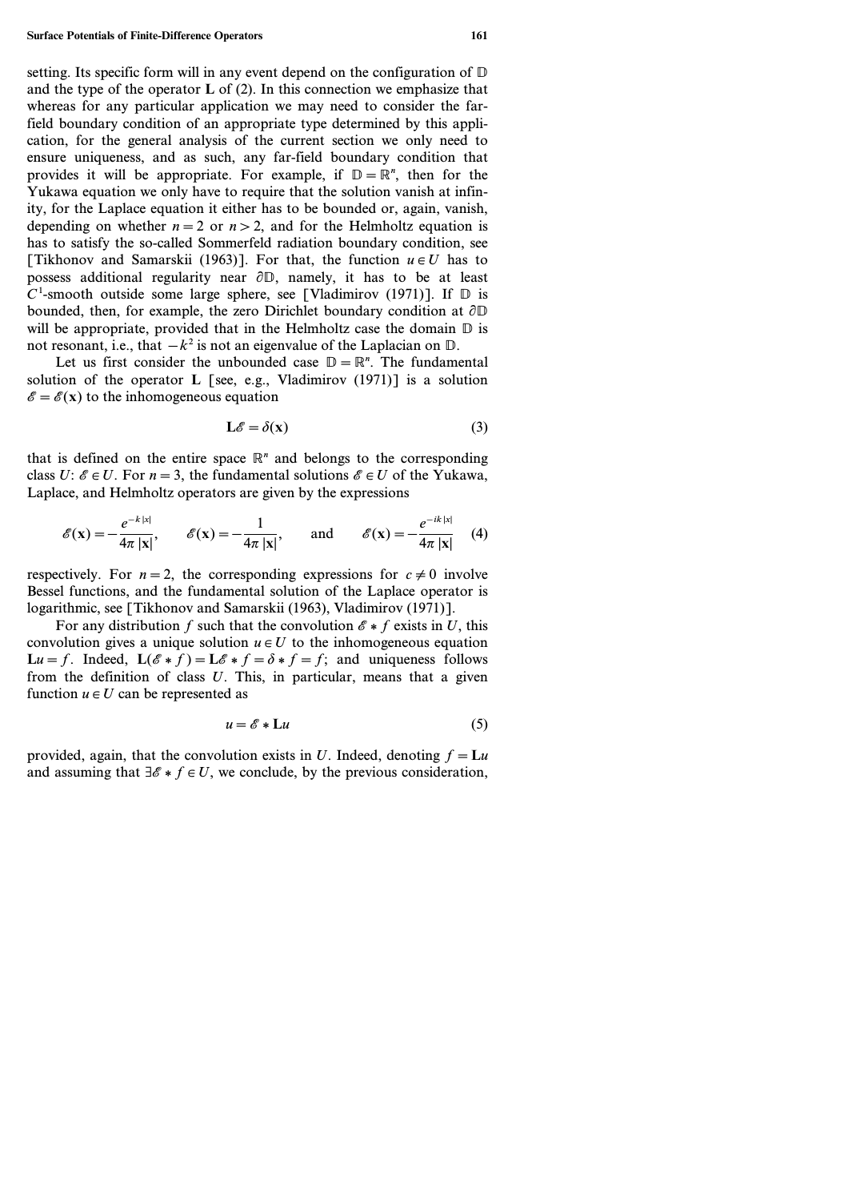setting. Its specific form will in any event depend on the configuration of $\mathbb{D}$ and the type of the operator $\mathbf{L}$ of (2). In this connection we emphasize that whereas for any particular application we may need to consider the far-field boundary condition of an appropriate type determined by this application, for the general analysis of the current section we only need to ensure uniqueness, and as such, any far-field boundary condition that provides it will be appropriate. For example, if $\mathbb{D} = \mathbb{R}^n$, then for the Yukawa equation we only have to require that the solution vanish at infinity, for the Laplace equation it either has to be bounded or, again, vanish, depending on whether $n = 2$ or $n > 2$, and for the Helmholtz equation is has to satisfy the so-called Sommerfeld radiation boundary condition, see [Tikhonov and Samarskii (1963)]. For that, the function $u \in U$ has to possess additional regularity near $\partial\mathbb{D}$, namely, it has to be at least $C^1$-smooth outside some large sphere, see [Vladimirov (1971)]. If $\mathbb{D}$ is bounded, then, for example, the zero Dirichlet boundary condition at $\partial\mathbb{D}$ will be appropriate, provided that in the Helmholtz case the domain $\mathbb{D}$ is not resonant, i.e., that $-k^2$ is not an eigenvalue of the Laplacian on $\mathbb{D}$.

Let us first consider the unbounded case $\mathbb{D} = \mathbb{R}^n$. The fundamental solution of the operator $\mathbf{L}$ [see, e.g., Vladimirov (1971)] is a solution $\mathscr{E} = \mathscr{E}(\mathbf{x})$ to the inhomogeneous equation

$$\mathbf{L}\mathscr{E} = \delta(\mathbf{x}) \tag{3}$$

that is defined on the entire space $\mathbb{R}^n$ and belongs to the corresponding class $U$: $\mathscr{E} \in U$. For $n = 3$, the fundamental solutions $\mathscr{E} \in U$ of the Yukawa, Laplace, and Helmholtz operators are given by the expressions

$$\mathscr{E}(\mathbf{x}) = -\frac{e^{-k|x|}}{4\pi\,|\mathbf{x}|}, \qquad \mathscr{E}(\mathbf{x}) = -\frac{1}{4\pi\,|\mathbf{x}|}, \qquad \text{and} \qquad \mathscr{E}(\mathbf{x}) = -\frac{e^{-ik|x|}}{4\pi\,|\mathbf{x}|} \tag{4}$$

respectively. For $n = 2$, the corresponding expressions for $c \neq 0$ involve Bessel functions, and the fundamental solution of the Laplace operator is logarithmic, see [Tikhonov and Samarskii (1963), Vladimirov (1971)].

For any distribution $f$ such that the convolution $\mathscr{E} * f$ exists in $U$, this convolution gives a unique solution $u \in U$ to the inhomogeneous equation $\mathbf{L}u = f$. Indeed, $\mathbf{L}(\mathscr{E} * f) = \mathbf{L}\mathscr{E} * f = \delta * f = f$; and uniqueness follows from the definition of class $U$. This, in particular, means that a given function $u \in U$ can be represented as

$$u = \mathscr{E} * \mathbf{L}u \tag{5}$$

provided, again, that the convolution exists in $U$. Indeed, denoting $f = \mathbf{L}u$ and assuming that $\exists \mathscr{E} * f \in U$, we conclude, by the previous consideration,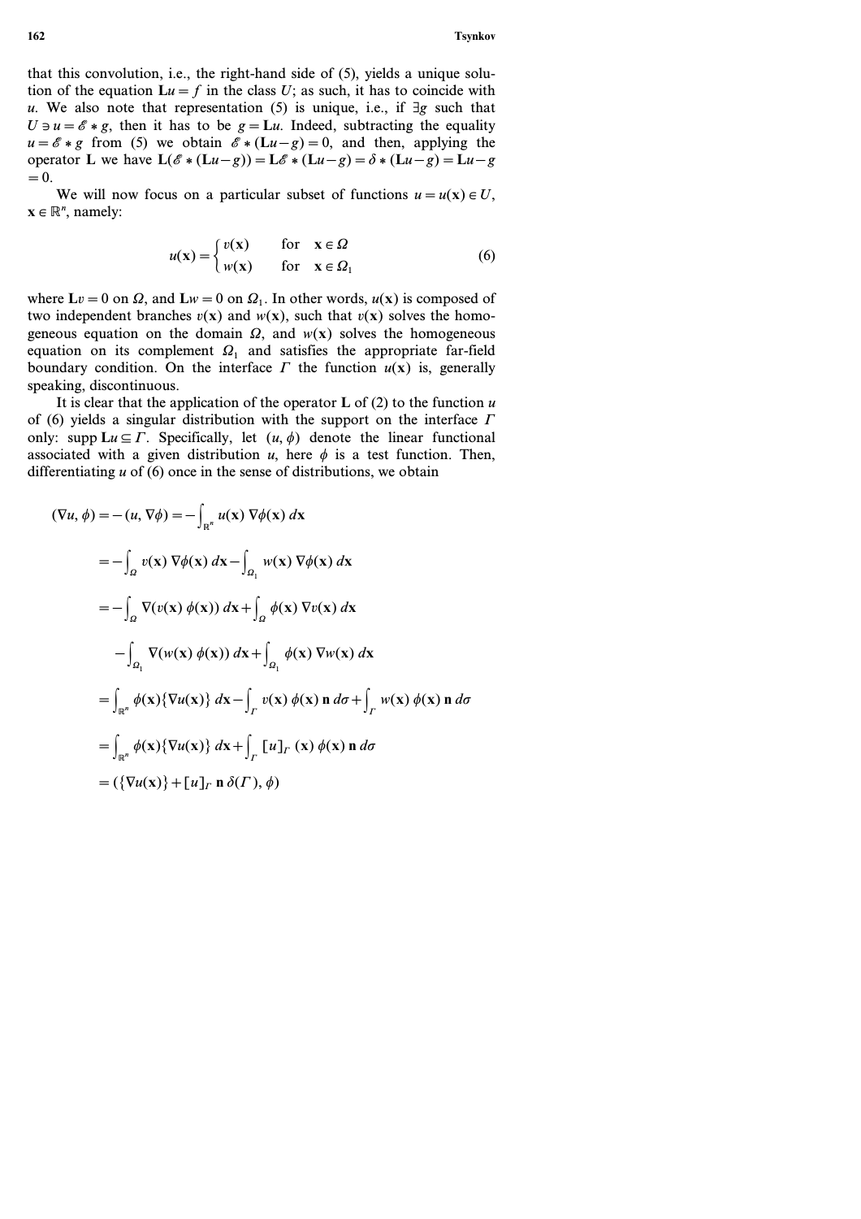that this convolution, i.e., the right-hand side of (5), yields a unique solution of the equation $\mathbf{L}u = f$ in the class $U$; as such, it has to coincide with $u$. We also note that representation (5) is unique, i.e., if $\exists g$ such that $U \ni u = \mathscr{E} * g$, then it has to be $g = \mathbf{L}u$. Indeed, subtracting the equality $u = \mathscr{E} * g$ from (5) we obtain $\mathscr{E} * (\mathbf{L}u - g) = 0$, and then, applying the operator $\mathbf{L}$ we have $\mathbf{L}(\mathscr{E} * (\mathbf{L}u - g)) = \mathbf{L}\mathscr{E} * (\mathbf{L}u - g) = \delta * (\mathbf{L}u - g) = \mathbf{L}u - g = 0$.

We will now focus on a particular subset of functions $u = u(\mathbf{x}) \in U$, $\mathbf{x} \in \mathbb{R}^n$, namely:

$$
u(\mathbf{x}) = \begin{cases} v(\mathbf{x}) & \text{for} \quad \mathbf{x} \in \Omega \\ w(\mathbf{x}) & \text{for} \quad \mathbf{x} \in \Omega_1 \end{cases} \tag{6}
$$

where $\mathbf{L}v = 0$ on $\Omega$, and $\mathbf{L}w = 0$ on $\Omega_1$. In other words, $u(\mathbf{x})$ is composed of two independent branches $v(\mathbf{x})$ and $w(\mathbf{x})$, such that $v(\mathbf{x})$ solves the homogeneous equation on the domain $\Omega$, and $w(\mathbf{x})$ solves the homogeneous equation on its complement $\Omega_1$ and satisfies the appropriate far-field boundary condition. On the interface $\Gamma$ the function $u(\mathbf{x})$ is, generally speaking, discontinuous.

It is clear that the application of the operator $\mathbf{L}$ of (2) to the function $u$ of (6) yields a singular distribution with the support on the interface $\Gamma$ only: $\operatorname{supp} \mathbf{L}u \subseteq \Gamma$. Specifically, let $(u, \phi)$ denote the linear functional associated with a given distribution $u$, here $\phi$ is a test function. Then, differentiating $u$ of (6) once in the sense of distributions, we obtain

$$
\begin{aligned}
(\nabla u, \phi) &= -(u, \nabla \phi) = -\int_{\mathbb{R}^n} u(\mathbf{x}) \, \nabla \phi(\mathbf{x}) \, d\mathbf{x} \\
&= -\int_{\Omega} v(\mathbf{x}) \, \nabla \phi(\mathbf{x}) \, d\mathbf{x} - \int_{\Omega_1} w(\mathbf{x}) \, \nabla \phi(\mathbf{x}) \, d\mathbf{x} \\
&= -\int_{\Omega} \nabla (v(\mathbf{x}) \, \phi(\mathbf{x})) \, d\mathbf{x} + \int_{\Omega} \phi(\mathbf{x}) \, \nabla v(\mathbf{x}) \, d\mathbf{x} \\
&\quad - \int_{\Omega_1} \nabla (w(\mathbf{x}) \, \phi(\mathbf{x})) \, d\mathbf{x} + \int_{\Omega_1} \phi(\mathbf{x}) \, \nabla w(\mathbf{x}) \, d\mathbf{x} \\
&= \int_{\mathbb{R}^n} \phi(\mathbf{x}) \{\nabla u(\mathbf{x})\} \, d\mathbf{x} - \int_{\Gamma} v(\mathbf{x}) \, \phi(\mathbf{x}) \, \mathbf{n} \, d\sigma + \int_{\Gamma} w(\mathbf{x}) \, \phi(\mathbf{x}) \, \mathbf{n} \, d\sigma \\
&= \int_{\mathbb{R}^n} \phi(\mathbf{x}) \{\nabla u(\mathbf{x})\} \, d\mathbf{x} + \int_{\Gamma} [u]_{\Gamma} \, (\mathbf{x}) \, \phi(\mathbf{x}) \, \mathbf{n} \, d\sigma \\
&= (\{\nabla u(\mathbf{x})\} + [u]_{\Gamma} \, \mathbf{n} \, \delta(\Gamma), \phi)
\end{aligned}
$$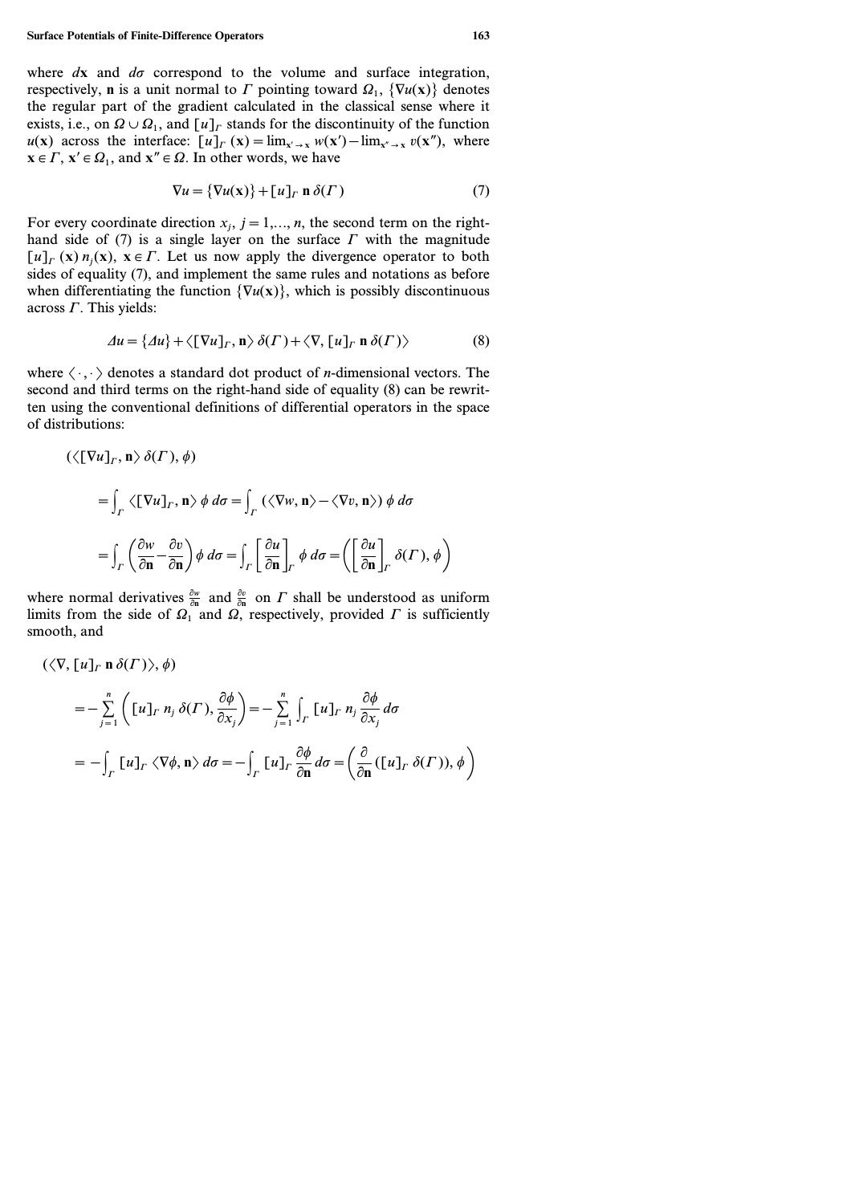where $d\mathbf{x}$ and $d\sigma$ correspond to the volume and surface integration, respectively, $\mathbf{n}$ is a unit normal to $\Gamma$ pointing toward $\Omega_1$, $\{\nabla u(\mathbf{x})\}$ denotes the regular part of the gradient calculated in the classical sense where it exists, i.e., on $\Omega \cup \Omega_1$, and $[u]_\Gamma$ stands for the discontinuity of the function $u(\mathbf{x})$ across the interface: $[u]_\Gamma(\mathbf{x}) = \lim_{\mathbf{x}' \to \mathbf{x}} w(\mathbf{x}') - \lim_{\mathbf{x}'' \to \mathbf{x}} v(\mathbf{x}'')$, where $\mathbf{x} \in \Gamma$, $\mathbf{x}' \in \Omega_1$, and $\mathbf{x}'' \in \Omega$. In other words, we have

$$\nabla u = \{\nabla u(\mathbf{x})\} + [u]_\Gamma \, \mathbf{n} \, \delta(\Gamma) \tag{7}$$

For every coordinate direction $x_j$, $j = 1, \ldots, n$, the second term on the right-hand side of (7) is a single layer on the surface $\Gamma$ with the magnitude $[u]_\Gamma(\mathbf{x}) \, n_j(\mathbf{x})$, $\mathbf{x} \in \Gamma$. Let us now apply the divergence operator to both sides of equality (7), and implement the same rules and notations as before when differentiating the function $\{\nabla u(\mathbf{x})\}$, which is possibly discontinuous across $\Gamma$. This yields:

$$\Delta u = \{\Delta u\} + \langle [\nabla u]_\Gamma, \mathbf{n} \rangle \, \delta(\Gamma) + \langle \nabla, [u]_\Gamma \, \mathbf{n} \, \delta(\Gamma) \rangle \tag{8}$$

where $\langle \cdot, \cdot \rangle$ denotes a standard dot product of $n$-dimensional vectors. The second and third terms on the right-hand side of equality (8) can be rewritten using the conventional definitions of differential operators in the space of distributions:

$$
\begin{aligned}
&(\langle [\nabla u]_\Gamma, \mathbf{n} \rangle \, \delta(\Gamma), \phi) \\
&\quad = \int_\Gamma \langle [\nabla u]_\Gamma, \mathbf{n} \rangle \, \phi \, d\sigma = \int_\Gamma (\langle \nabla w, \mathbf{n} \rangle - \langle \nabla v, \mathbf{n} \rangle) \, \phi \, d\sigma \\
&\quad = \int_\Gamma \left( \frac{\partial w}{\partial \mathbf{n}} - \frac{\partial v}{\partial \mathbf{n}} \right) \phi \, d\sigma = \int_\Gamma \left[ \frac{\partial u}{\partial \mathbf{n}} \right]_\Gamma \phi \, d\sigma = \left( \left[ \frac{\partial u}{\partial \mathbf{n}} \right]_\Gamma \delta(\Gamma), \phi \right)
\end{aligned}
$$

where normal derivatives $\frac{\partial w}{\partial \mathbf{n}}$ and $\frac{\partial v}{\partial \mathbf{n}}$ on $\Gamma$ shall be understood as uniform limits from the side of $\Omega_1$ and $\Omega$, respectively, provided $\Gamma$ is sufficiently smooth, and

$$
\begin{aligned}
&(\langle \nabla, [u]_\Gamma \, \mathbf{n} \, \delta(\Gamma) \rangle, \phi) \\
&\quad = -\sum_{j=1}^{n} \left( [u]_\Gamma \, n_j \, \delta(\Gamma), \frac{\partial \phi}{\partial x_j} \right) = -\sum_{j=1}^{n} \int_\Gamma [u]_\Gamma \, n_j \frac{\partial \phi}{\partial x_j} \, d\sigma \\
&\quad = -\int_\Gamma [u]_\Gamma \, \langle \nabla \phi, \mathbf{n} \rangle \, d\sigma = -\int_\Gamma [u]_\Gamma \frac{\partial \phi}{\partial \mathbf{n}} \, d\sigma = \left( \frac{\partial}{\partial \mathbf{n}} ([u]_\Gamma \, \delta(\Gamma)), \phi \right)
\end{aligned}
$$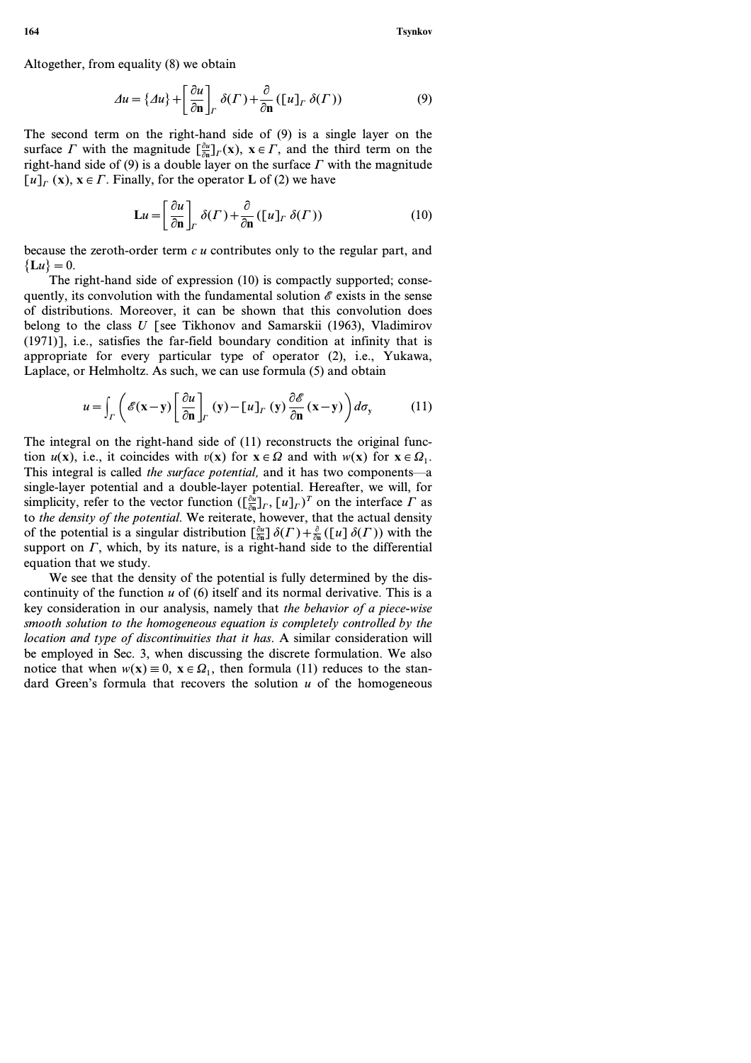Altogether, from equality (8) we obtain

$$\Delta u = \{\Delta u\} + \left[\frac{\partial u}{\partial \mathbf{n}}\right]_\Gamma \delta(\Gamma) + \frac{\partial}{\partial \mathbf{n}}([u]_\Gamma\, \delta(\Gamma)) \tag{9}$$

The second term on the right-hand side of (9) is a single layer on the surface $\Gamma$ with the magnitude $[\frac{\partial u}{\partial \mathbf{n}}]_\Gamma(\mathbf{x})$, $\mathbf{x} \in \Gamma$, and the third term on the right-hand side of (9) is a double layer on the surface $\Gamma$ with the magnitude $[u]_\Gamma(\mathbf{x})$, $\mathbf{x} \in \Gamma$. Finally, for the operator $\mathbf{L}$ of (2) we have

$$\mathbf{L}u = \left[\frac{\partial u}{\partial \mathbf{n}}\right]_\Gamma \delta(\Gamma) + \frac{\partial}{\partial \mathbf{n}}([u]_\Gamma\, \delta(\Gamma)) \tag{10}$$

because the zeroth-order term $c\,u$ contributes only to the regular part, and $\{\mathbf{L}u\} = 0$.

The right-hand side of expression (10) is compactly supported; consequently, its convolution with the fundamental solution $\mathscr{E}$ exists in the sense of distributions. Moreover, it can be shown that this convolution does belong to the class $U$ [see Tikhonov and Samarskii (1963), Vladimirov (1971)], i.e., satisfies the far-field boundary condition at infinity that is appropriate for every particular type of operator (2), i.e., Yukawa, Laplace, or Helmholtz. As such, we can use formula (5) and obtain

$$u = \int_\Gamma \left( \mathscr{E}(\mathbf{x}-\mathbf{y}) \left[\frac{\partial u}{\partial \mathbf{n}}\right]_\Gamma (\mathbf{y}) - [u]_\Gamma(\mathbf{y}) \frac{\partial \mathscr{E}}{\partial \mathbf{n}}(\mathbf{x}-\mathbf{y}) \right) d\sigma_{\mathbf{y}} \tag{11}$$

The integral on the right-hand side of (11) reconstructs the original function $u(\mathbf{x})$, i.e., it coincides with $v(\mathbf{x})$ for $\mathbf{x} \in \Omega$ and with $w(\mathbf{x})$ for $\mathbf{x} \in \Omega_1$. This integral is called *the surface potential,* and it has two components—a single-layer potential and a double-layer potential. Hereafter, we will, for simplicity, refer to the vector function $([\frac{\partial u}{\partial \mathbf{n}}]_\Gamma, [u]_\Gamma)^T$ on the interface $\Gamma$ as to *the density of the potential*. We reiterate, however, that the actual density of the potential is a singular distribution $[\frac{\partial u}{\partial \mathbf{n}}]\, \delta(\Gamma) + \frac{\partial}{\partial \mathbf{n}}([u]\, \delta(\Gamma))$ with the support on $\Gamma$, which, by its nature, is a right-hand side to the differential equation that we study.

We see that the density of the potential is fully determined by the discontinuity of the function $u$ of (6) itself and its normal derivative. This is a key consideration in our analysis, namely that *the behavior of a piece-wise smooth solution to the homogeneous equation is completely controlled by the location and type of discontinuities that it has.* A similar consideration will be employed in Sec. 3, when discussing the discrete formulation. We also notice that when $w(\mathbf{x}) \equiv 0$, $\mathbf{x} \in \Omega_1$, then formula (11) reduces to the standard Green's formula that recovers the solution $u$ of the homogeneous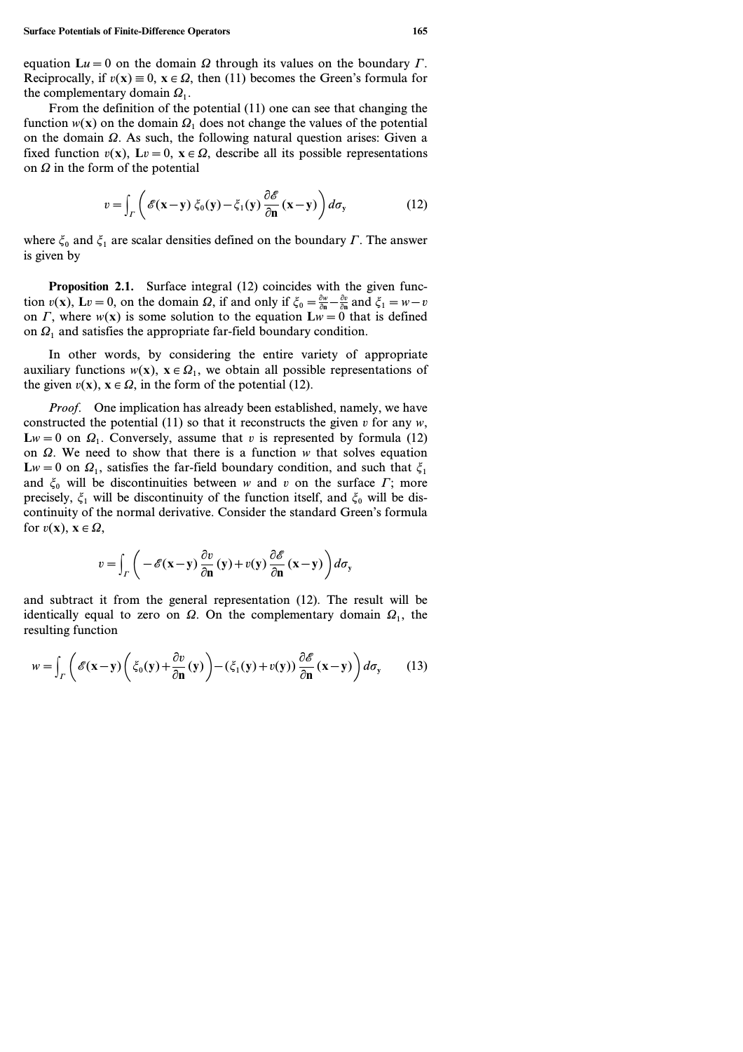equation $\mathbf{L}u = 0$ on the domain $\Omega$ through its values on the boundary $\Gamma$. Reciprocally, if $v(\mathbf{x}) \equiv 0$, $\mathbf{x} \in \Omega$, then (11) becomes the Green's formula for the complementary domain $\Omega_1$.

From the definition of the potential (11) one can see that changing the function $w(\mathbf{x})$ on the domain $\Omega_1$ does not change the values of the potential on the domain $\Omega$. As such, the following natural question arises: Given a fixed function $v(\mathbf{x})$, $\mathbf{L}v = 0$, $\mathbf{x} \in \Omega$, describe all its possible representations on $\Omega$ in the form of the potential

$$v = \int_{\Gamma} \left( \mathscr{E}(\mathbf{x}-\mathbf{y})\, \xi_0(\mathbf{y}) - \xi_1(\mathbf{y}) \frac{\partial \mathscr{E}}{\partial \mathbf{n}} (\mathbf{x}-\mathbf{y}) \right) d\sigma_{\mathbf{y}} \tag{12}$$

where $\xi_0$ and $\xi_1$ are scalar densities defined on the boundary $\Gamma$. The answer is given by

**Proposition 2.1.** Surface integral (12) coincides with the given function $v(\mathbf{x})$, $\mathbf{L}v = 0$, on the domain $\Omega$, if and only if $\xi_0 = \frac{\partial w}{\partial \mathbf{n}} - \frac{\partial v}{\partial \mathbf{n}}$ and $\xi_1 = w - v$ on $\Gamma$, where $w(\mathbf{x})$ is some solution to the equation $\mathbf{L}w = 0$ that is defined on $\Omega_1$ and satisfies the appropriate far-field boundary condition.

In other words, by considering the entire variety of appropriate auxiliary functions $w(\mathbf{x})$, $\mathbf{x} \in \Omega_1$, we obtain all possible representations of the given $v(\mathbf{x})$, $\mathbf{x} \in \Omega$, in the form of the potential (12).

*Proof.* One implication has already been established, namely, we have constructed the potential (11) so that it reconstructs the given $v$ for any $w$, $\mathbf{L}w = 0$ on $\Omega_1$. Conversely, assume that $v$ is represented by formula (12) on $\Omega$. We need to show that there is a function $w$ that solves equation $\mathbf{L}w = 0$ on $\Omega_1$, satisfies the far-field boundary condition, and such that $\xi_1$ and $\xi_0$ will be discontinuities between $w$ and $v$ on the surface $\Gamma$; more precisely, $\xi_1$ will be discontinuity of the function itself, and $\xi_0$ will be discontinuity of the normal derivative. Consider the standard Green's formula for $v(\mathbf{x})$, $\mathbf{x} \in \Omega$,

$$v = \int_{\Gamma} \left( -\mathscr{E}(\mathbf{x}-\mathbf{y}) \frac{\partial v}{\partial \mathbf{n}} (\mathbf{y}) + v(\mathbf{y}) \frac{\partial \mathscr{E}}{\partial \mathbf{n}} (\mathbf{x}-\mathbf{y}) \right) d\sigma_{\mathbf{y}}$$

and subtract it from the general representation (12). The result will be identically equal to zero on $\Omega$. On the complementary domain $\Omega_1$, the resulting function

$$w = \int_{\Gamma} \left( \mathscr{E}(\mathbf{x}-\mathbf{y}) \left( \xi_0(\mathbf{y}) + \frac{\partial v}{\partial \mathbf{n}} (\mathbf{y}) \right) - (\xi_1(\mathbf{y}) + v(\mathbf{y})) \frac{\partial \mathscr{E}}{\partial \mathbf{n}} (\mathbf{x}-\mathbf{y}) \right) d\sigma_{\mathbf{y}} \tag{13}$$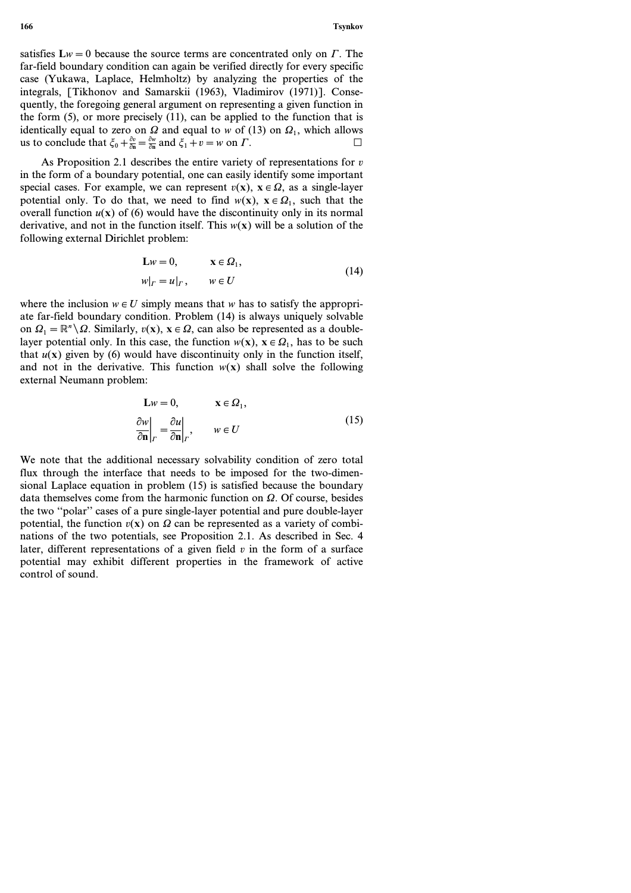satisfies $\mathbf{L}w = 0$ because the source terms are concentrated only on $\Gamma$. The far-field boundary condition can again be verified directly for every specific case (Yukawa, Laplace, Helmholtz) by analyzing the properties of the integrals, [Tikhonov and Samarskii (1963), Vladimirov (1971)]. Consequently, the foregoing general argument on representing a given function in the form (5), or more precisely (11), can be applied to the function that is identically equal to zero on $\Omega$ and equal to $w$ of (13) on $\Omega_1$, which allows us to conclude that $\xi_0 + \frac{\partial v}{\partial \mathbf{n}} = \frac{\partial w}{\partial \mathbf{n}}$ and $\xi_1 + v = w$ on $\Gamma$. $\square$

As Proposition 2.1 describes the entire variety of representations for $v$ in the form of a boundary potential, one can easily identify some important special cases. For example, we can represent $v(\mathbf{x})$, $\mathbf{x} \in \Omega$, as a single-layer potential only. To do that, we need to find $w(\mathbf{x})$, $\mathbf{x} \in \Omega_1$, such that the overall function $u(\mathbf{x})$ of (6) would have the discontinuity only in its normal derivative, and not in the function itself. This $w(\mathbf{x})$ will be a solution of the following external Dirichlet problem:

$$
\begin{aligned}
&\mathbf{L}w = 0, \qquad && \mathbf{x} \in \Omega_1, \\
&w|_\Gamma = u|_\Gamma, \qquad && w \in U
\end{aligned}
\tag{14}
$$

where the inclusion $w \in U$ simply means that $w$ has to satisfy the appropriate far-field boundary condition. Problem (14) is always uniquely solvable on $\Omega_1 = \mathbb{R}^n \setminus \Omega$. Similarly, $v(\mathbf{x})$, $\mathbf{x} \in \Omega$, can also be represented as a double-layer potential only. In this case, the function $w(\mathbf{x})$, $\mathbf{x} \in \Omega_1$, has to be such that $u(\mathbf{x})$ given by (6) would have discontinuity only in the function itself, and not in the derivative. This function $w(\mathbf{x})$ shall solve the following external Neumann problem:

$$
\begin{aligned}
&\mathbf{L}w = 0, \qquad && \mathbf{x} \in \Omega_1, \\
&\left.\frac{\partial w}{\partial \mathbf{n}}\right|_\Gamma = \left.\frac{\partial u}{\partial \mathbf{n}}\right|_\Gamma, \qquad && w \in U
\end{aligned}
\tag{15}
$$

We note that the additional necessary solvability condition of zero total flux through the interface that needs to be imposed for the two-dimensional Laplace equation in problem (15) is satisfied because the boundary data themselves come from the harmonic function on $\Omega$. Of course, besides the two "polar" cases of a pure single-layer potential and pure double-layer potential, the function $v(\mathbf{x})$ on $\Omega$ can be represented as a variety of combinations of the two potentials, see Proposition 2.1. As described in Sec. 4 later, different representations of a given field $v$ in the form of a surface potential may exhibit different properties in the framework of active control of sound.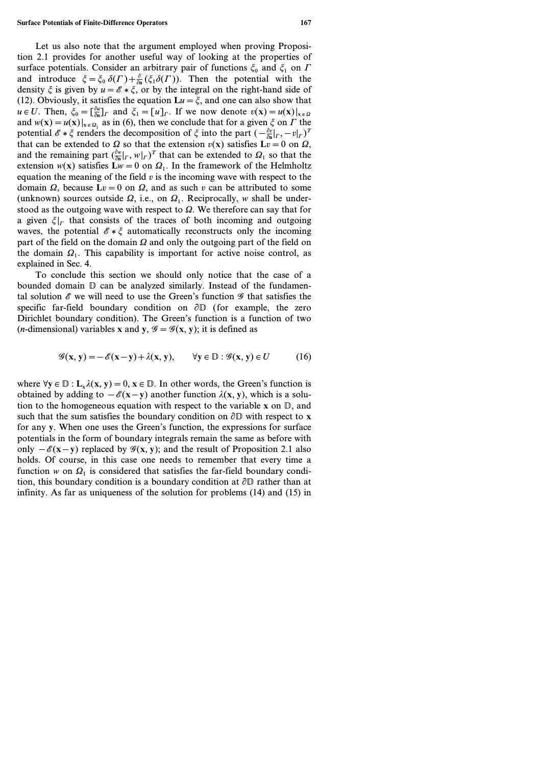Let us also note that the argument employed when proving Proposition 2.1 provides for another useful way of looking at the properties of surface potentials. Consider an arbitrary pair of functions $\xi_0$ and $\xi_1$ on $\Gamma$ and introduce $\xi = \xi_0\, \delta(\Gamma) + \frac{\partial}{\partial \mathbf{n}}(\xi_1 \delta(\Gamma))$. Then the potential with the density $\xi$ is given by $u = \mathscr{E} * \xi$, or by the integral on the right-hand side of (12). Obviously, it satisfies the equation $\mathbf{L}u = \xi$, and one can also show that $u \in U$. Then, $\xi_0 = [\frac{\partial u}{\partial \mathbf{n}}]_\Gamma$ and $\xi_1 = [u]_\Gamma$. If we now denote $v(\mathbf{x}) = u(\mathbf{x})|_{\mathbf{x} \in \Omega}$ and $w(\mathbf{x}) = u(\mathbf{x})|_{\mathbf{x} \in \Omega_1}$ as in (6), then we conclude that for a given $\xi$ on $\Gamma$ the potential $\mathscr{E} * \xi$ renders the decomposition of $\xi$ into the part $(-\frac{\partial v}{\partial \mathbf{n}}|_\Gamma, -v|_\Gamma)^T$ that can be extended to $\Omega$ so that the extension $v(\mathbf{x})$ satisfies $\mathbf{L}v = 0$ on $\Omega$, and the remaining part $(\frac{\partial w}{\partial \mathbf{n}}|_\Gamma, w|_\Gamma)^T$ that can be extended to $\Omega_1$ so that the extension $w(\mathbf{x})$ satisfies $\mathbf{L}w = 0$ on $\Omega_1$. In the framework of the Helmholtz equation the meaning of the field $v$ is the incoming wave with respect to the domain $\Omega$, because $\mathbf{L}v = 0$ on $\Omega$, and as such $v$ can be attributed to some (unknown) sources outside $\Omega$, i.e., on $\Omega_1$. Reciprocally, $w$ shall be understood as the outgoing wave with respect to $\Omega$. We therefore can say that for a given $\xi|_\Gamma$ that consists of the traces of both incoming and outgoing waves, the potential $\mathscr{E} * \xi$ automatically reconstructs only the incoming part of the field on the domain $\Omega$ and only the outgoing part of the field on the domain $\Omega_1$. This capability is important for active noise control, as explained in Sec. 4.

To conclude this section we should only notice that the case of a bounded domain $\mathbb{D}$ can be analyzed similarly. Instead of the fundamental solution $\mathscr{E}$ we will need to use the Green's function $\mathscr{G}$ that satisfies the specific far-field boundary condition on $\partial\mathbb{D}$ (for example, the zero Dirichlet boundary condition). The Green's function is a function of two ($n$-dimensional) variables $\mathbf{x}$ and $\mathbf{y}$, $\mathscr{G} = \mathscr{G}(\mathbf{x}, \mathbf{y})$; it is defined as

$$\mathscr{G}(\mathbf{x}, \mathbf{y}) = -\mathscr{E}(\mathbf{x} - \mathbf{y}) + \lambda(\mathbf{x}, \mathbf{y}), \qquad \forall \mathbf{y} \in \mathbb{D} : \mathscr{G}(\mathbf{x}, \mathbf{y}) \in U \tag{16}$$

where $\forall \mathbf{y} \in \mathbb{D} : \mathbf{L}_\mathbf{x} \lambda(\mathbf{x}, \mathbf{y}) = 0$, $\mathbf{x} \in \mathbb{D}$. In other words, the Green's function is obtained by adding to $-\mathscr{E}(\mathbf{x} - \mathbf{y})$ another function $\lambda(\mathbf{x}, \mathbf{y})$, which is a solution to the homogeneous equation with respect to the variable $\mathbf{x}$ on $\mathbb{D}$, and such that the sum satisfies the boundary condition on $\partial\mathbb{D}$ with respect to $\mathbf{x}$ for any $\mathbf{y}$. When one uses the Green's function, the expressions for surface potentials in the form of boundary integrals remain the same as before with only $-\mathscr{E}(\mathbf{x} - \mathbf{y})$ replaced by $\mathscr{G}(\mathbf{x}, \mathbf{y})$; and the result of Proposition 2.1 also holds. Of course, in this case one needs to remember that every time a function $w$ on $\Omega_1$ is considered that satisfies the far-field boundary condition, this boundary condition is a boundary condition at $\partial\mathbb{D}$ rather than at infinity. As far as uniqueness of the solution for problems (14) and (15) in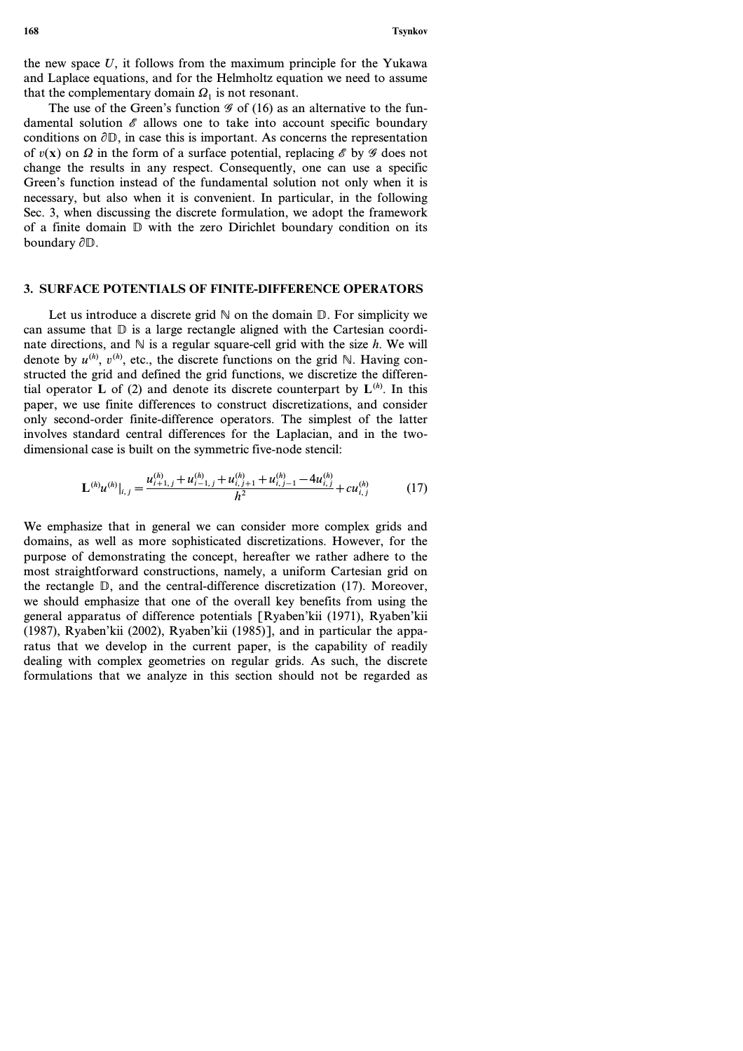the new space $U$, it follows from the maximum principle for the Yukawa and Laplace equations, and for the Helmholtz equation we need to assume that the complementary domain $\Omega_1$ is not resonant.

The use of the Green's function $\mathscr{G}$ of (16) as an alternative to the fundamental solution $\mathscr{E}$ allows one to take into account specific boundary conditions on $\partial\mathbb{D}$, in case this is important. As concerns the representation of $v(\mathbf{x})$ on $\Omega$ in the form of a surface potential, replacing $\mathscr{E}$ by $\mathscr{G}$ does not change the results in any respect. Consequently, one can use a specific Green's function instead of the fundamental solution not only when it is necessary, but also when it is convenient. In particular, in the following Sec. 3, when discussing the discrete formulation, we adopt the framework of a finite domain $\mathbb{D}$ with the zero Dirichlet boundary condition on its boundary $\partial\mathbb{D}$.

## 3. SURFACE POTENTIALS OF FINITE-DIFFERENCE OPERATORS

Let us introduce a discrete grid $\mathbb{N}$ on the domain $\mathbb{D}$. For simplicity we can assume that $\mathbb{D}$ is a large rectangle aligned with the Cartesian coordinate directions, and $\mathbb{N}$ is a regular square-cell grid with the size $h$. We will denote by $u^{(h)}$, $v^{(h)}$, etc., the discrete functions on the grid $\mathbb{N}$. Having constructed the grid and defined the grid functions, we discretize the differential operator $\mathbf{L}$ of (2) and denote its discrete counterpart by $\mathbf{L}^{(h)}$. In this paper, we use finite differences to construct discretizations, and consider only second-order finite-difference operators. The simplest of the latter involves standard central differences for the Laplacian, and in the two-dimensional case is built on the symmetric five-node stencil:

$$\mathbf{L}^{(h)}u^{(h)}\big|_{i,j} = \frac{u^{(h)}_{i+1,j} + u^{(h)}_{i-1,j} + u^{(h)}_{i,j+1} + u^{(h)}_{i,j-1} - 4u^{(h)}_{i,j}}{h^2} + cu^{(h)}_{i,j} \qquad (17)$$

We emphasize that in general we can consider more complex grids and domains, as well as more sophisticated discretizations. However, for the purpose of demonstrating the concept, hereafter we rather adhere to the most straightforward constructions, namely, a uniform Cartesian grid on the rectangle $\mathbb{D}$, and the central-difference discretization (17). Moreover, we should emphasize that one of the overall key benefits from using the general apparatus of difference potentials [Ryaben'kii (1971), Ryaben'kii (1987), Ryaben'kii (2002), Ryaben'kii (1985)], and in particular the apparatus that we develop in the current paper, is the capability of readily dealing with complex geometries on regular grids. As such, the discrete formulations that we analyze in this section should not be regarded as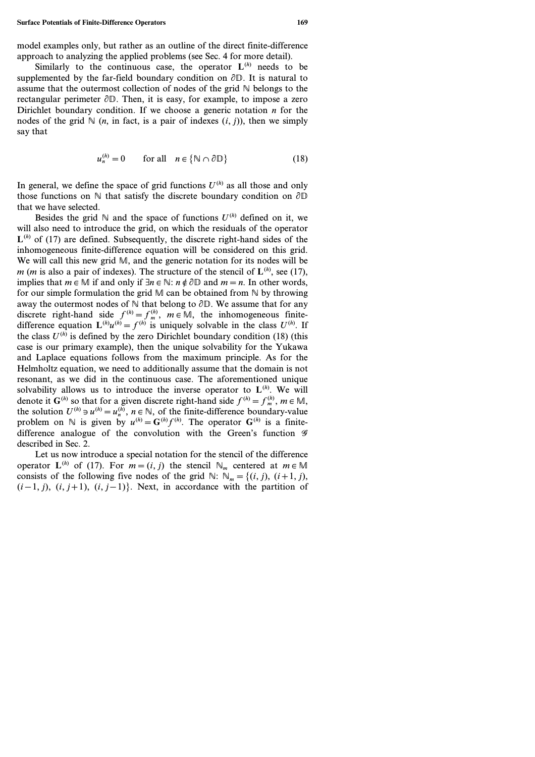model examples only, but rather as an outline of the direct finite-difference approach to analyzing the applied problems (see Sec. 4 for more detail).

Similarly to the continuous case, the operator $\mathbf{L}^{(h)}$ needs to be supplemented by the far-field boundary condition on $\partial\mathbb{D}$. It is natural to assume that the outermost collection of nodes of the grid $\mathbb{N}$ belongs to the rectangular perimeter $\partial\mathbb{D}$. Then, it is easy, for example, to impose a zero Dirichlet boundary condition. If we choose a generic notation $n$ for the nodes of the grid $\mathbb{N}$ ($n$, in fact, is a pair of indexes $(i, j)$), then we simply say that

$$u_n^{(h)} = 0 \qquad \text{for all} \quad n \in \{\mathbb{N} \cap \partial\mathbb{D}\} \tag{18}$$

In general, we define the space of grid functions $U^{(h)}$ as all those and only those functions on $\mathbb{N}$ that satisfy the discrete boundary condition on $\partial\mathbb{D}$ that we have selected.

Besides the grid $\mathbb{N}$ and the space of functions $U^{(h)}$ defined on it, we will also need to introduce the grid, on which the residuals of the operator $\mathbf{L}^{(h)}$ of (17) are defined. Subsequently, the discrete right-hand sides of the inhomogeneous finite-difference equation will be considered on this grid. We will call this new grid $\mathbb{M}$, and the generic notation for its nodes will be $m$ ($m$ is also a pair of indexes). The structure of the stencil of $\mathbf{L}^{(h)}$, see (17), implies that $m \in \mathbb{M}$ if and only if $\exists n \in \mathbb{N}$: $n \notin \partial\mathbb{D}$ and $m = n$. In other words, for our simple formulation the grid $\mathbb{M}$ can be obtained from $\mathbb{N}$ by throwing away the outermost nodes of $\mathbb{N}$ that belong to $\partial\mathbb{D}$. We assume that for any discrete right-hand side $f^{(h)} = f_m^{(h)}$, $m \in \mathbb{M}$, the inhomogeneous finite-difference equation $\mathbf{L}^{(h)} u^{(h)} = f^{(h)}$ is uniquely solvable in the class $U^{(h)}$. If the class $U^{(h)}$ is defined by the zero Dirichlet boundary condition (18) (this case is our primary example), then the unique solvability for the Yukawa and Laplace equations follows from the maximum principle. As for the Helmholtz equation, we need to additionally assume that the domain is not resonant, as we did in the continuous case. The aforementioned unique solvability allows us to introduce the inverse operator to $\mathbf{L}^{(h)}$. We will denote it $\mathbf{G}^{(h)}$ so that for a given discrete right-hand side $f^{(h)} = f_m^{(h)}$, $m \in \mathbb{M}$, the solution $U^{(h)} \ni u^{(h)} = u_n^{(h)}$, $n \in \mathbb{N}$, of the finite-difference boundary-value problem on $\mathbb{N}$ is given by $u^{(h)} = \mathbf{G}^{(h)} f^{(h)}$. The operator $\mathbf{G}^{(h)}$ is a finite-difference analogue of the convolution with the Green's function $\mathcal{G}$ described in Sec. 2.

Let us now introduce a special notation for the stencil of the difference operator $\mathbf{L}^{(h)}$ of (17). For $m = (i, j)$ the stencil $\mathbb{N}_m$ centered at $m \in \mathbb{M}$ consists of the following five nodes of the grid $\mathbb{N}$: $\mathbb{N}_m = \{(i, j),\ (i+1, j),\ (i-1, j),\ (i, j+1),\ (i, j-1)\}$. Next, in accordance with the partition of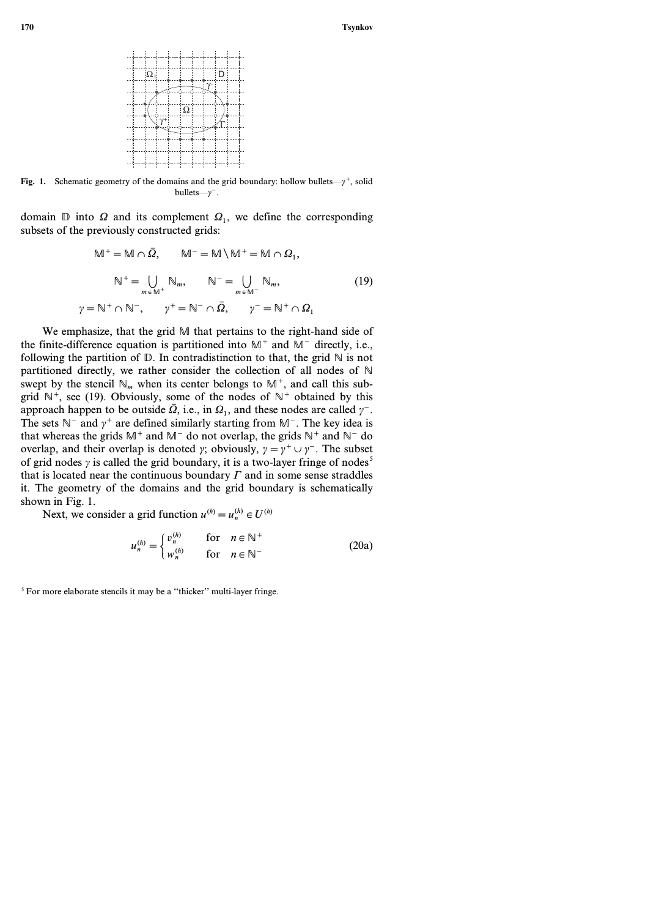Fig. 1. Schematic geometry of the domains and the grid boundary: hollow bullets—$\gamma^+$, solid bullets—$\gamma^-$.

domain $\mathbb{D}$ into $\Omega$ and its complement $\Omega_1$, we define the corresponding subsets of the previously constructed grids:

$$\mathbb{M}^+ = \mathbb{M} \cap \bar{\Omega}, \qquad \mathbb{M}^- = \mathbb{M} \setminus \mathbb{M}^+ = \mathbb{M} \cap \Omega_1,$$

$$\mathbb{N}^+ = \bigcup_{m \in \mathbb{M}^+} \mathbb{N}_m, \qquad \mathbb{N}^- = \bigcup_{m \in \mathbb{M}^-} \mathbb{N}_m, \tag{19}$$

$$\gamma = \mathbb{N}^+ \cap \mathbb{N}^-, \qquad \gamma^+ = \mathbb{N}^- \cap \bar{\Omega}, \qquad \gamma^- = \mathbb{N}^+ \cap \Omega_1$$

We emphasize, that the grid $\mathbb{M}$ that pertains to the right-hand side of the finite-difference equation is partitioned into $\mathbb{M}^+$ and $\mathbb{M}^-$ directly, i.e., following the partition of $\mathbb{D}$. In contradistinction to that, the grid $\mathbb{N}$ is not partitioned directly, we rather consider the collection of all nodes of $\mathbb{N}$ swept by the stencil $\mathbb{N}_m$ when its center belongs to $\mathbb{M}^+$, and call this subgrid $\mathbb{N}^+$, see (19). Obviously, some of the nodes of $\mathbb{N}^+$ obtained by this approach happen to be outside $\bar{\Omega}$, i.e., in $\Omega_1$, and these nodes are called $\gamma^-$. The sets $\mathbb{N}^-$ and $\gamma^+$ are defined similarly starting from $\mathbb{M}^-$. The key idea is that whereas the grids $\mathbb{M}^+$ and $\mathbb{M}^-$ do not overlap, the grids $\mathbb{N}^+$ and $\mathbb{N}^-$ do overlap, and their overlap is denoted $\gamma$; obviously, $\gamma = \gamma^+ \cup \gamma^-$. The subset of grid nodes $\gamma$ is called the grid boundary, it is a two-layer fringe of nodes[5] that is located near the continuous boundary $\Gamma$ and in some sense straddles it. The geometry of the domains and the grid boundary is schematically shown in Fig. 1.

Next, we consider a grid function $u^{(h)} = u_n^{(h)} \in U^{(h)}$

$$u_n^{(h)} = \begin{cases} v_n^{(h)} & \text{for} \quad n \in \mathbb{N}^+ \\ w_n^{(h)} & \text{for} \quad n \in \mathbb{N}^- \end{cases} \tag{20a}$$

[5] For more elaborate stencils it may be a "thicker" multi-layer fringe.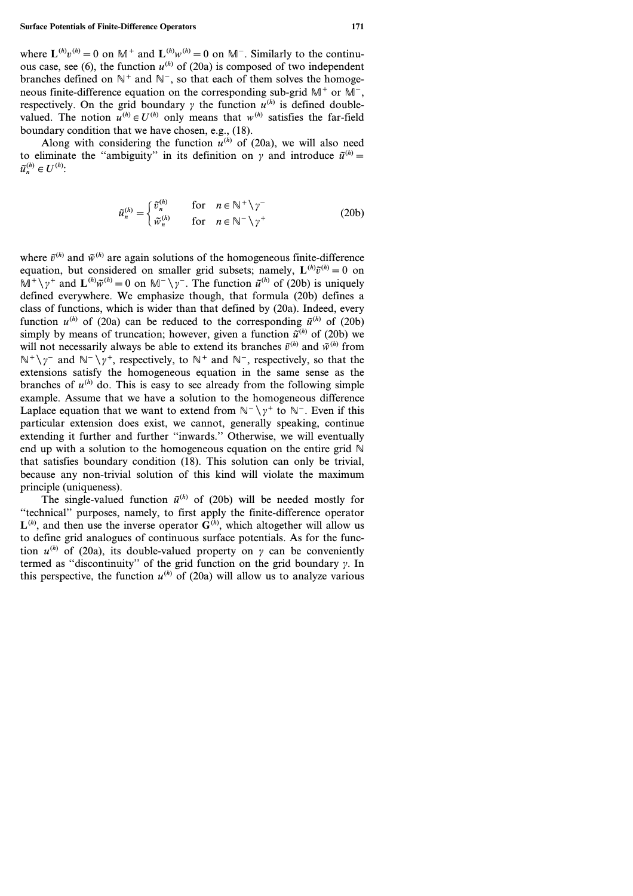where $\mathbf{L}^{(h)}v^{(h)} = 0$ on $\mathbb{M}^+$ and $\mathbf{L}^{(h)}w^{(h)} = 0$ on $\mathbb{M}^-$. Similarly to the continuous case, see (6), the function $u^{(h)}$ of (20a) is composed of two independent branches defined on $\mathbb{N}^+$ and $\mathbb{N}^-$, so that each of them solves the homogeneous finite-difference equation on the corresponding sub-grid $\mathbb{M}^+$ or $\mathbb{M}^-$, respectively. On the grid boundary $\gamma$ the function $u^{(h)}$ is defined double-valued. The notion $u^{(h)} \in U^{(h)}$ only means that $w^{(h)}$ satisfies the far-field boundary condition that we have chosen, e.g., (18).

Along with considering the function $u^{(h)}$ of (20a), we will also need to eliminate the "ambiguity" in its definition on $\gamma$ and introduce $\tilde{u}^{(h)} = \tilde{u}_n^{(h)} \in \boldsymbol{U}^{(h)}$:

$$\tilde{u}_n^{(h)} = \begin{cases} \tilde{v}_n^{(h)} & \text{for} \quad n \in \mathbb{N}^+ \backslash \gamma^- \\ \tilde{w}_n^{(h)} & \text{for} \quad n \in \mathbb{N}^- \backslash \gamma^+ \end{cases} \tag{20b}$$

where $\tilde{v}^{(h)}$ and $\tilde{w}^{(h)}$ are again solutions of the homogeneous finite-difference equation, but considered on smaller grid subsets; namely, $\mathbf{L}^{(h)}\tilde{v}^{(h)} = 0$ on $\mathbb{M}^+ \backslash \gamma^+$ and $\mathbf{L}^{(h)}\tilde{w}^{(h)} = 0$ on $\mathbb{M}^- \backslash \gamma^-$. The function $\tilde{u}^{(h)}$ of (20b) is uniquely defined everywhere. We emphasize though, that formula (20b) defines a class of functions, which is wider than that defined by (20a). Indeed, every function $u^{(h)}$ of (20a) can be reduced to the corresponding $\tilde{u}^{(h)}$ of (20b) simply by means of truncation; however, given a function $\tilde{u}^{(h)}$ of (20b) we will not necessarily always be able to extend its branches $\tilde{v}^{(h)}$ and $\tilde{w}^{(h)}$ from $\mathbb{N}^+ \backslash \gamma^-$ and $\mathbb{N}^- \backslash \gamma^+$, respectively, to $\mathbb{N}^+$ and $\mathbb{N}^-$, respectively, so that the extensions satisfy the homogeneous equation in the same sense as the branches of $u^{(h)}$ do. This is easy to see already from the following simple example. Assume that we have a solution to the homogeneous difference Laplace equation that we want to extend from $\mathbb{N}^- \backslash \gamma^+$ to $\mathbb{N}^-$. Even if this particular extension does exist, we cannot, generally speaking, continue extending it further and further "inwards." Otherwise, we will eventually end up with a solution to the homogeneous equation on the entire grid $\mathbb{N}$ that satisfies boundary condition (18). This solution can only be trivial, because any non-trivial solution of this kind will violate the maximum principle (uniqueness).

The single-valued function $\tilde{u}^{(h)}$ of (20b) will be needed mostly for "technical" purposes, namely, to first apply the finite-difference operator $\mathbf{L}^{(h)}$, and then use the inverse operator $\mathbf{G}^{(h)}$, which altogether will allow us to define grid analogues of continuous surface potentials. As for the function $u^{(h)}$ of (20a), its double-valued property on $\gamma$ can be conveniently termed as "discontinuity" of the grid function on the grid boundary $\gamma$. In this perspective, the function $u^{(h)}$ of (20a) will allow us to analyze various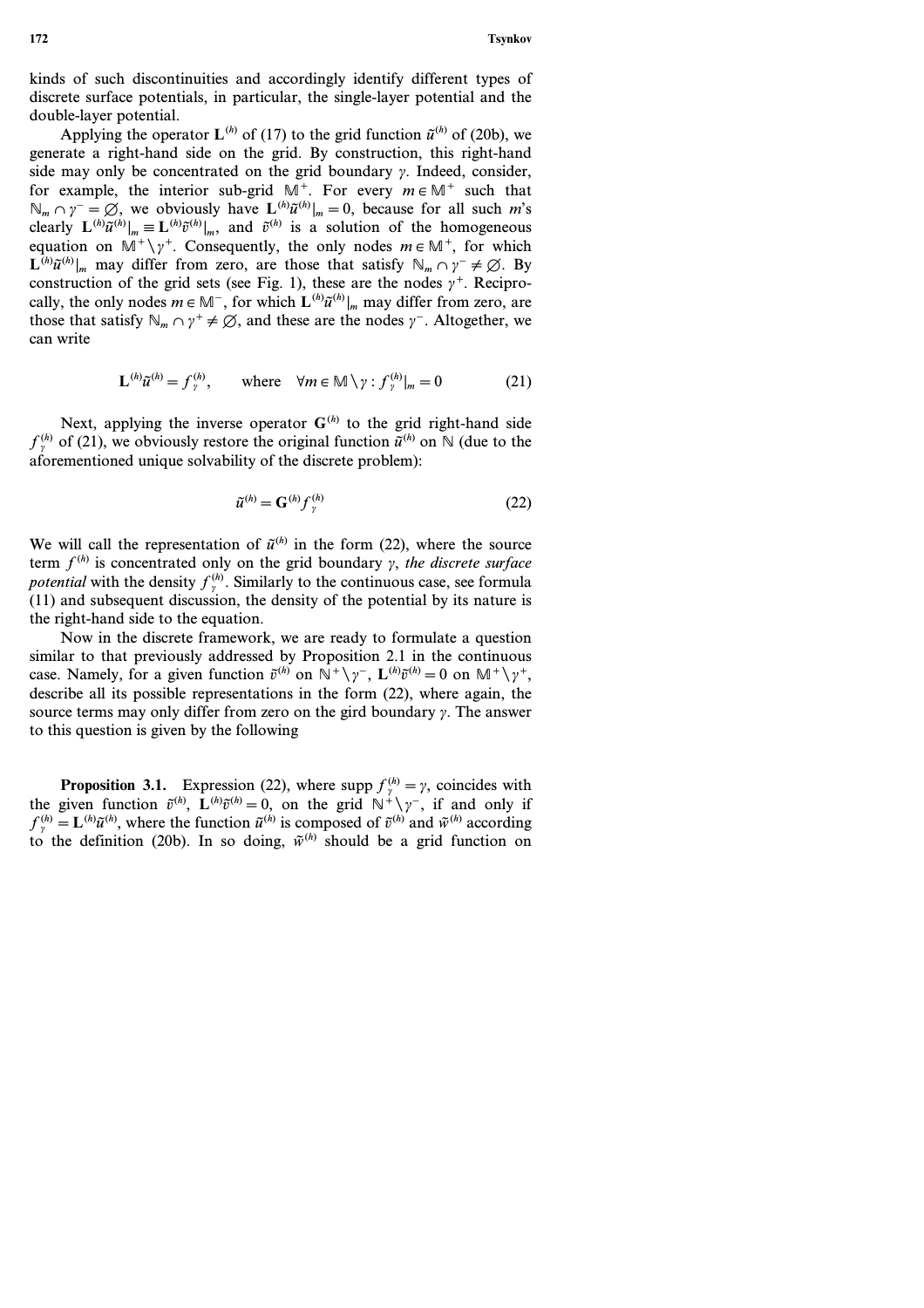kinds of such discontinuities and accordingly identify different types of discrete surface potentials, in particular, the single-layer potential and the double-layer potential.

Applying the operator $\mathbf{L}^{(h)}$ of (17) to the grid function $\tilde{u}^{(h)}$ of (20b), we generate a right-hand side on the grid. By construction, this right-hand side may only be concentrated on the grid boundary $\gamma$. Indeed, consider, for example, the interior sub-grid $\mathbb{M}^+$. For every $m \in \mathbb{M}^+$ such that $\mathbb{N}_m \cap \gamma^- = \varnothing$, we obviously have $\mathbf{L}^{(h)}\tilde{u}^{(h)}|_m = 0$, because for all such $m$'s clearly $\mathbf{L}^{(h)}\tilde{u}^{(h)}|_m \equiv \mathbf{L}^{(h)}\tilde{v}^{(h)}|_m$, and $\tilde{v}^{(h)}$ is a solution of the homogeneous equation on $\mathbb{M}^+ \backslash \gamma^+$. Consequently, the only nodes $m \in \mathbb{M}^+$, for which $\mathbf{L}^{(h)}\tilde{u}^{(h)}|_m$ may differ from zero, are those that satisfy $\mathbb{N}_m \cap \gamma^- \neq \varnothing$. By construction of the grid sets (see Fig. 1), these are the nodes $\gamma^+$. Reciprocally, the only nodes $m \in \mathbb{M}^-$, for which $\mathbf{L}^{(h)}\tilde{u}^{(h)}|_m$ may differ from zero, are those that satisfy $\mathbb{N}_m \cap \gamma^+ \neq \varnothing$, and these are the nodes $\gamma^-$. Altogether, we can write

$$\mathbf{L}^{(h)}\tilde{u}^{(h)} = f_\gamma^{(h)}, \qquad \text{where} \quad \forall m \in \mathbb{M} \backslash \gamma : f_\gamma^{(h)}|_m = 0 \tag{21}$$

Next, applying the inverse operator $\mathbf{G}^{(h)}$ to the grid right-hand side $f_\gamma^{(h)}$ of (21), we obviously restore the original function $\tilde{u}^{(h)}$ on $\mathbb{N}$ (due to the aforementioned unique solvability of the discrete problem):

$$\tilde{u}^{(h)} = \mathbf{G}^{(h)} f_\gamma^{(h)} \tag{22}$$

We will call the representation of $\tilde{u}^{(h)}$ in the form (22), where the source term $f^{(h)}$ is concentrated only on the grid boundary $\gamma$, *the discrete surface potential* with the density $f_\gamma^{(h)}$. Similarly to the continuous case, see formula (11) and subsequent discussion, the density of the potential by its nature is the right-hand side to the equation.

Now in the discrete framework, we are ready to formulate a question similar to that previously addressed by Proposition 2.1 in the continuous case. Namely, for a given function $\tilde{v}^{(h)}$ on $\mathbb{N}^+ \backslash \gamma^-$, $\mathbf{L}^{(h)}\tilde{v}^{(h)} = 0$ on $\mathbb{M}^+ \backslash \gamma^+$, describe all its possible representations in the form (22), where again, the source terms may only differ from zero on the gird boundary $\gamma$. The answer to this question is given by the following

**Proposition 3.1.** Expression (22), where $\operatorname{supp} f_\gamma^{(h)} = \gamma$, coincides with the given function $\tilde{v}^{(h)}$, $\mathbf{L}^{(h)}\tilde{v}^{(h)} = 0$, on the grid $\mathbb{N}^+ \backslash \gamma^-$, if and only if $f_\gamma^{(h)} = \mathbf{L}^{(h)}\tilde{u}^{(h)}$, where the function $\tilde{u}^{(h)}$ is composed of $\tilde{v}^{(h)}$ and $\tilde{w}^{(h)}$ according to the definition (20b). In so doing, $\tilde{w}^{(h)}$ should be a grid function on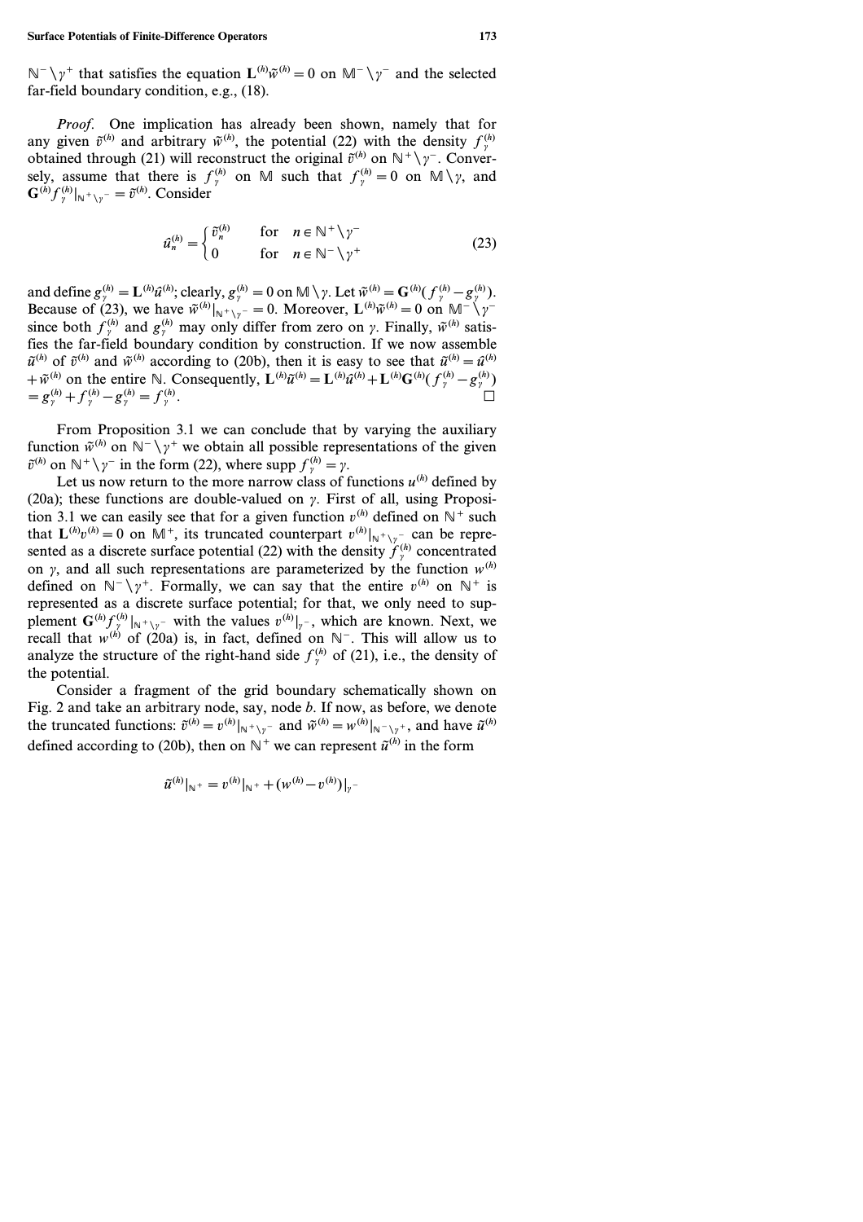$\mathbb{N}^- \setminus \gamma^+$ that satisfies the equation $\mathbf{L}^{(h)} \tilde{w}^{(h)} = 0$ on $\mathbb{M}^- \setminus \gamma^-$ and the selected far-field boundary condition, e.g., (18).

*Proof.* One implication has already been shown, namely that for any given $\tilde{v}^{(h)}$ and arbitrary $\tilde{w}^{(h)}$, the potential (22) with the density $f_\gamma^{(h)}$ obtained through (21) will reconstruct the original $\tilde{v}^{(h)}$ on $\mathbb{N}^+ \setminus \gamma^-$. Conversely, assume that there is $f_\gamma^{(h)}$ on $\mathbb{M}$ such that $f_\gamma^{(h)} = 0$ on $\mathbb{M} \setminus \gamma$, and $\mathbf{G}^{(h)} f_\gamma^{(h)} |_{\mathbb{N}^+ \setminus \gamma^-} = \tilde{v}^{(h)}$. Consider

$$
\hat{u}_n^{(h)} = \begin{cases} \tilde{v}_n^{(h)} & \text{for} \quad n \in \mathbb{N}^+ \setminus \gamma^- \\ 0 & \text{for} \quad n \in \mathbb{N}^- \setminus \gamma^+ \end{cases} \tag{23}
$$

and define $g_\gamma^{(h)} = \mathbf{L}^{(h)} \hat{u}^{(h)}$; clearly, $g_\gamma^{(h)} = 0$ on $\mathbb{M} \setminus \gamma$. Let $\tilde{w}^{(h)} = \mathbf{G}^{(h)}(f_\gamma^{(h)} - g_\gamma^{(h)})$. Because of (23), we have $\tilde{w}^{(h)}|_{\mathbb{N}^+ \setminus \gamma^-} = 0$. Moreover, $\mathbf{L}^{(h)} \tilde{w}^{(h)} = 0$ on $\mathbb{M}^- \setminus \gamma^-$ since both $f_\gamma^{(h)}$ and $g_\gamma^{(h)}$ may only differ from zero on $\gamma$. Finally, $\tilde{w}^{(h)}$ satisfies the far-field boundary condition by construction. If we now assemble $\tilde{u}^{(h)}$ of $\tilde{v}^{(h)}$ and $\tilde{w}^{(h)}$ according to (20b), then it is easy to see that $\tilde{u}^{(h)} = \hat{u}^{(h)} + \tilde{w}^{(h)}$ on the entire $\mathbb{N}$. Consequently, $\mathbf{L}^{(h)} \tilde{u}^{(h)} = \mathbf{L}^{(h)} \hat{u}^{(h)} + \mathbf{L}^{(h)} \mathbf{G}^{(h)} (f_\gamma^{(h)} - g_\gamma^{(h)}) = g_\gamma^{(h)} + f_\gamma^{(h)} - g_\gamma^{(h)} = f_\gamma^{(h)}$. $\square$

From Proposition 3.1 we can conclude that by varying the auxiliary function $\tilde{w}^{(h)}$ on $\mathbb{N}^- \setminus \gamma^+$ we obtain all possible representations of the given $\tilde{v}^{(h)}$ on $\mathbb{N}^+ \setminus \gamma^-$ in the form (22), where $\operatorname{supp} f_\gamma^{(h)} = \gamma$.

Let us now return to the more narrow class of functions $u^{(h)}$ defined by (20a); these functions are double-valued on $\gamma$. First of all, using Proposition 3.1 we can easily see that for a given function $v^{(h)}$ defined on $\mathbb{N}^+$ such that $\mathbf{L}^{(h)} v^{(h)} = 0$ on $\mathbb{M}^+$, its truncated counterpart $v^{(h)}|_{\mathbb{N}^+ \setminus \gamma^-}$ can be represented as a discrete surface potential (22) with the density $f_\gamma^{(h)}$ concentrated on $\gamma$, and all such representations are parameterized by the function $w^{(h)}$ defined on $\mathbb{N}^- \setminus \gamma^+$. Formally, we can say that the entire $v^{(h)}$ on $\mathbb{N}^+$ is represented as a discrete surface potential; for that, we only need to supplement $\mathbf{G}^{(h)} f_\gamma^{(h)}|_{\mathbb{N}^+ \setminus \gamma^-}$ with the values $v^{(h)}|_{\gamma^-}$, which are known. Next, we recall that $w^{(h)}$ of (20a) is, in fact, defined on $\mathbb{N}^-$. This will allow us to analyze the structure of the right-hand side $f_\gamma^{(h)}$ of (21), i.e., the density of the potential.

Consider a fragment of the grid boundary schematically shown on Fig. 2 and take an arbitrary node, say, node $b$. If now, as before, we denote the truncated functions: $\tilde{v}^{(h)} = v^{(h)}|_{\mathbb{N}^+ \setminus \gamma^-}$ and $\tilde{w}^{(h)} = w^{(h)}|_{\mathbb{N}^- \setminus \gamma^+}$, and have $\tilde{u}^{(h)}$ defined according to (20b), then on $\mathbb{N}^+$ we can represent $\tilde{u}^{(h)}$ in the form

$$
\tilde{u}^{(h)}|_{\mathbb{N}^+} = v^{(h)}|_{\mathbb{N}^+} + (w^{(h)} - v^{(h)})|_{\gamma^-}
$$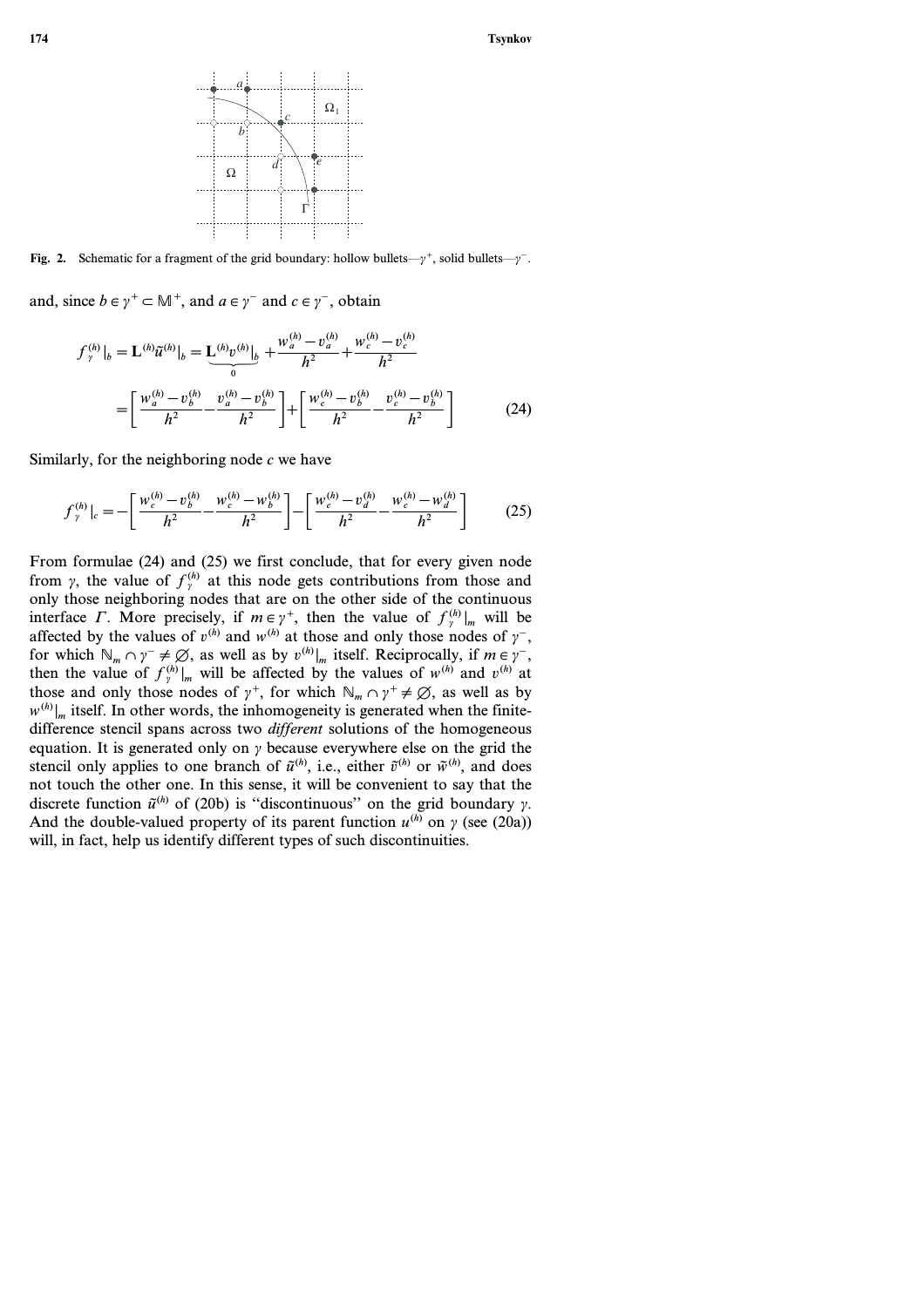**Fig. 2.** Schematic for a fragment of the grid boundary: hollow bullets—$\gamma^+$, solid bullets—$\gamma^-$.

and, since $b \in \gamma^+ \subset \mathbb{M}^+$, and $a \in \gamma^-$ and $c \in \gamma^-$, obtain

$$
\begin{aligned}
f_\gamma^{(h)}|_b = \mathbf{L}^{(h)} \tilde{u}^{(h)}|_b &= \underbrace{\mathbf{L}^{(h)} v^{(h)}|_b}_{0} + \frac{w_a^{(h)} - v_a^{(h)}}{h^2} + \frac{w_c^{(h)} - v_c^{(h)}}{h^2} \\
&= \left[ \frac{w_a^{(h)} - v_b^{(h)}}{h^2} - \frac{v_a^{(h)} - v_b^{(h)}}{h^2} \right] + \left[ \frac{w_c^{(h)} - v_b^{(h)}}{h^2} - \frac{v_c^{(h)} - v_b^{(h)}}{h^2} \right]
\end{aligned} \tag{24}
$$

Similarly, for the neighboring node $c$ we have

$$
f_\gamma^{(h)}|_c = -\left[ \frac{w_c^{(h)} - v_b^{(h)}}{h^2} - \frac{w_c^{(h)} - w_b^{(h)}}{h^2} \right] - \left[ \frac{w_c^{(h)} - v_d^{(h)}}{h^2} - \frac{w_c^{(h)} - w_d^{(h)}}{h^2} \right] \tag{25}
$$

From formulae (24) and (25) we first conclude, that for every given node from $\gamma$, the value of $f_\gamma^{(h)}$ at this node gets contributions from those and only those neighboring nodes that are on the other side of the continuous interface $\Gamma$. More precisely, if $m \in \gamma^+$, then the value of $f_\gamma^{(h)}|_m$ will be affected by the values of $v^{(h)}$ and $w^{(h)}$ at those and only those nodes of $\gamma^-$, for which $\mathbb{N}_m \cap \gamma^- \neq \varnothing$, as well as by $v^{(h)}|_m$ itself. Reciprocally, if $m \in \gamma^-$, then the value of $f_\gamma^{(h)}|_m$ will be affected by the values of $w^{(h)}$ and $v^{(h)}$ at those and only those nodes of $\gamma^+$, for which $\mathbb{N}_m \cap \gamma^+ \neq \varnothing$, as well as by $w^{(h)}|_m$ itself. In other words, the inhomogeneity is generated when the finite-difference stencil spans across two *different* solutions of the homogeneous equation. It is generated only on $\gamma$ because everywhere else on the grid the stencil only applies to one branch of $\tilde{u}^{(h)}$, i.e., either $\tilde{v}^{(h)}$ or $\tilde{w}^{(h)}$, and does not touch the other one. In this sense, it will be convenient to say that the discrete function $\tilde{u}^{(h)}$ of (20b) is "discontinuous" on the grid boundary $\gamma$. And the double-valued property of its parent function $u^{(h)}$ on $\gamma$ (see (20a)) will, in fact, help us identify different types of such discontinuities.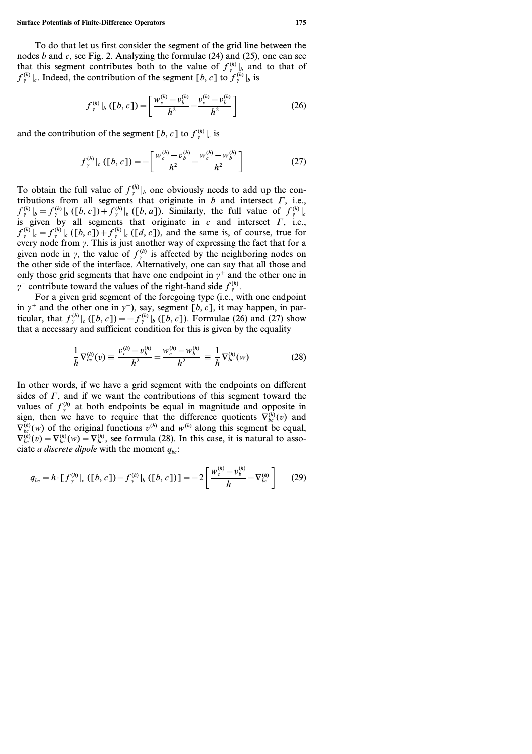To do that let us first consider the segment of the grid line between the nodes $b$ and $c$, see Fig. 2. Analyzing the formulae (24) and (25), one can see that this segment contributes both to the value of $f_\gamma^{(h)}|_b$ and to that of $f_\gamma^{(h)}|_c$. Indeed, the contribution of the segment $[b, c]$ to $f_\gamma^{(h)}|_b$ is

$$f_\gamma^{(h)}|_b\,([b,c]) = \left[\frac{w_c^{(h)} - v_b^{(h)}}{h^2} - \frac{v_c^{(h)} - v_b^{(h)}}{h^2}\right] \tag{26}$$

and the contribution of the segment $[b, c]$ to $f_\gamma^{(h)}|_c$ is

$$f_\gamma^{(h)}|_c\,([b,c]) = -\left[\frac{w_c^{(h)} - v_b^{(h)}}{h^2} - \frac{w_c^{(h)} - w_b^{(h)}}{h^2}\right] \tag{27}$$

To obtain the full value of $f_\gamma^{(h)}|_b$ one obviously needs to add up the contributions from all segments that originate in $b$ and intersect $\Gamma$, i.e., $f_\gamma^{(h)}|_b = f_\gamma^{(h)}|_b\,([b,c]) + f_\gamma^{(h)}|_b\,([b,a])$. Similarly, the full value of $f_\gamma^{(h)}|_c$ is given by all segments that originate in $c$ and intersect $\Gamma$, i.e., $f_\gamma^{(h)}|_c = f_\gamma^{(h)}|_c\,([b,c]) + f_\gamma^{(h)}|_c\,([d,c])$, and the same is, of course, true for every node from $\gamma$. This is just another way of expressing the fact that for a given node in $\gamma$, the value of $f_\gamma^{(h)}$ is affected by the neighboring nodes on the other side of the interface. Alternatively, one can say that all those and only those grid segments that have one endpoint in $\gamma^+$ and the other one in $\gamma^-$ contribute toward the values of the right-hand side $f_\gamma^{(h)}$.

For a given grid segment of the foregoing type (i.e., with one endpoint in $\gamma^+$ and the other one in $\gamma^-$), say, segment $[b, c]$, it may happen, in particular, that $f_\gamma^{(h)}|_c\,([b,c]) = -f_\gamma^{(h)}|_b\,([b,c])$. Formulae (26) and (27) show that a necessary and sufficient condition for this is given by the equality

$$\frac{1}{h}\nabla_{bc}^{(h)}(v) \equiv \frac{v_c^{(h)} - v_b^{(h)}}{h^2} = \frac{w_c^{(h)} - w_b^{(h)}}{h^2} \equiv \frac{1}{h}\nabla_{bc}^{(h)}(w) \tag{28}$$

In other words, if we have a grid segment with the endpoints on different sides of $\Gamma$, and if we want the contributions of this segment toward the values of $f_\gamma^{(h)}$ at both endpoints be equal in magnitude and opposite in sign, then we have to require that the difference quotients $\nabla_{bc}^{(h)}(v)$ and $\nabla_{bc}^{(h)}(w)$ of the original functions $v^{(h)}$ and $w^{(h)}$ along this segment be equal, $\nabla_{bc}^{(h)}(v) = \nabla_{bc}^{(h)}(w) = \nabla_{bc}^{(h)}$, see formula (28). In this case, it is natural to associate *a discrete dipole* with the moment $q_{bc}$:

$$q_{bc} = h\cdot\left[f_\gamma^{(h)}|_c\,([b,c]) - f_\gamma^{(h)}|_b\,([b,c])\right] = -2\left[\frac{w_c^{(h)} - v_b^{(h)}}{h} - \nabla_{bc}^{(h)}\right] \tag{29}$$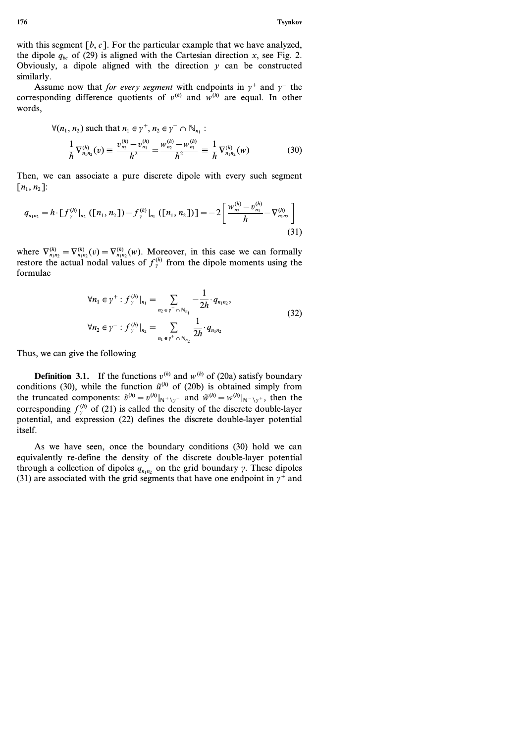with this segment $[b, c]$. For the particular example that we have analyzed, the dipole $q_{bc}$ of (29) is aligned with the Cartesian direction $x$, see Fig. 2. Obviously, a dipole aligned with the direction $y$ can be constructed similarly.

Assume now that *for every segment* with endpoints in $\gamma^+$ and $\gamma^-$ the corresponding difference quotients of $v^{(h)}$ and $w^{(h)}$ are equal. In other words,

$$\forall (n_1, n_2) \text{ such that } n_1 \in \gamma^+, n_2 \in \gamma^- \cap \mathbb{N}_{n_1}:$$

$$\frac{1}{h} \nabla^{(h)}_{n_1 n_2}(v) \equiv \frac{v^{(h)}_{n_2} - v^{(h)}_{n_1}}{h^2} = \frac{w^{(h)}_{n_2} - w^{(h)}_{n_1}}{h^2} \equiv \frac{1}{h} \nabla^{(h)}_{n_1 n_2}(w) \tag{30}$$

Then, we can associate a pure discrete dipole with every such segment $[n_1, n_2]$:

$$q_{n_1 n_2} = h \cdot [f^{(h)}_\gamma|_{n_2}([n_1, n_2]) - f^{(h)}_\gamma|_{n_1}([n_1, n_2])] = -2 \left[ \frac{w^{(h)}_{n_2} - v^{(h)}_{n_1}}{h} - \nabla^{(h)}_{n_1 n_2} \right] \tag{31}$$

where $\nabla^{(h)}_{n_1 n_2} = \nabla^{(h)}_{n_1 n_2}(v) = \nabla^{(h)}_{n_1 n_2}(w)$. Moreover, in this case we can formally restore the actual nodal values of $f^{(h)}_\gamma$ from the dipole moments using the formulae

$$\begin{aligned} \forall n_1 \in \gamma^+ : f^{(h)}_\gamma|_{n_1} &= \sum_{n_2 \in \gamma^- \cap \mathbb{N}_{n_1}} -\frac{1}{2h} \cdot q_{n_1 n_2}, \\ \forall n_2 \in \gamma^- : f^{(h)}_\gamma|_{n_2} &= \sum_{n_1 \in \gamma^+ \cap \mathbb{N}_{n_2}} \frac{1}{2h} \cdot q_{n_1 n_2} \end{aligned} \tag{32}$$

Thus, we can give the following

**Definition 3.1.** If the functions $v^{(h)}$ and $w^{(h)}$ of (20a) satisfy boundary conditions (30), while the function $\tilde{u}^{(h)}$ of (20b) is obtained simply from the truncated components: $\tilde{v}^{(h)} = v^{(h)}|_{\mathbb{N}^+ \setminus \gamma^-}$ and $\tilde{w}^{(h)} = w^{(h)}|_{\mathbb{N}^- \setminus \gamma^+}$, then the corresponding $f^{(h)}_\gamma$ of (21) is called the density of the discrete double-layer potential, and expression (22) defines the discrete double-layer potential itself.

As we have seen, once the boundary conditions (30) hold we can equivalently re-define the density of the discrete double-layer potential through a collection of dipoles $q_{n_1 n_2}$ on the grid boundary $\gamma$. These dipoles (31) are associated with the grid segments that have one endpoint in $\gamma^+$ and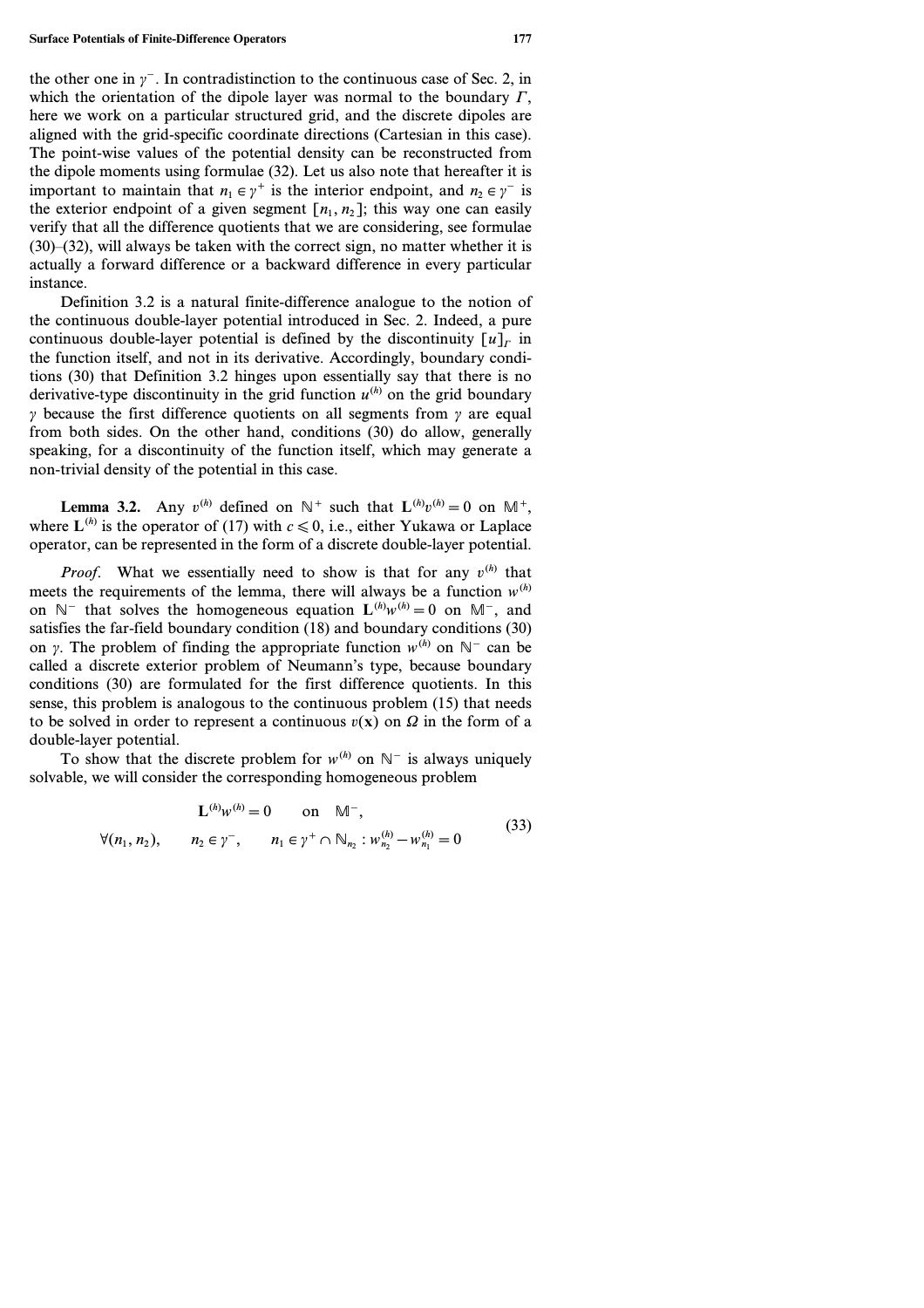the other one in $\gamma^-$. In contradistinction to the continuous case of Sec. 2, in which the orientation of the dipole layer was normal to the boundary $\Gamma$, here we work on a particular structured grid, and the discrete dipoles are aligned with the grid-specific coordinate directions (Cartesian in this case). The point-wise values of the potential density can be reconstructed from the dipole moments using formulae (32). Let us also note that hereafter it is important to maintain that $n_1 \in \gamma^+$ is the interior endpoint, and $n_2 \in \gamma^-$ is the exterior endpoint of a given segment $[n_1, n_2]$; this way one can easily verify that all the difference quotients that we are considering, see formulae (30)–(32), will always be taken with the correct sign, no matter whether it is actually a forward difference or a backward difference in every particular instance.

Definition 3.2 is a natural finite-difference analogue to the notion of the continuous double-layer potential introduced in Sec. 2. Indeed, a pure continuous double-layer potential is defined by the discontinuity $[u]_\Gamma$ in the function itself, and not in its derivative. Accordingly, boundary conditions (30) that Definition 3.2 hinges upon essentially say that there is no derivative-type discontinuity in the grid function $u^{(h)}$ on the grid boundary $\gamma$ because the first difference quotients on all segments from $\gamma$ are equal from both sides. On the other hand, conditions (30) do allow, generally speaking, for a discontinuity of the function itself, which may generate a non-trivial density of the potential in this case.

**Lemma 3.2.** Any $v^{(h)}$ defined on $\mathbb{N}^+$ such that $\mathbf{L}^{(h)} v^{(h)} = 0$ on $\mathbb{M}^+$, where $\mathbf{L}^{(h)}$ is the operator of (17) with $c \leqslant 0$, i.e., either Yukawa or Laplace operator, can be represented in the form of a discrete double-layer potential.

*Proof.* What we essentially need to show is that for any $v^{(h)}$ that meets the requirements of the lemma, there will always be a function $w^{(h)}$ on $\mathbb{N}^-$ that solves the homogeneous equation $\mathbf{L}^{(h)} w^{(h)} = 0$ on $\mathbb{M}^-$, and satisfies the far-field boundary condition (18) and boundary conditions (30) on $\gamma$. The problem of finding the appropriate function $w^{(h)}$ on $\mathbb{N}^-$ can be called a discrete exterior problem of Neumann's type, because boundary conditions (30) are formulated for the first difference quotients. In this sense, this problem is analogous to the continuous problem (15) that needs to be solved in order to represent a continuous $v(\mathbf{x})$ on $\Omega$ in the form of a double-layer potential.

To show that the discrete problem for $w^{(h)}$ on $\mathbb{N}^-$ is always uniquely solvable, we will consider the corresponding homogeneous problem

$$
\begin{aligned}
&\mathbf{L}^{(h)} w^{(h)} = 0 \qquad \text{on} \quad \mathbb{M}^-, \\
&\forall (n_1, n_2), \qquad n_2 \in \gamma^-, \qquad n_1 \in \gamma^+ \cap \mathbb{N}_{n_2} : w_{n_2}^{(h)} - w_{n_1}^{(h)} = 0
\end{aligned}
\tag{33}
$$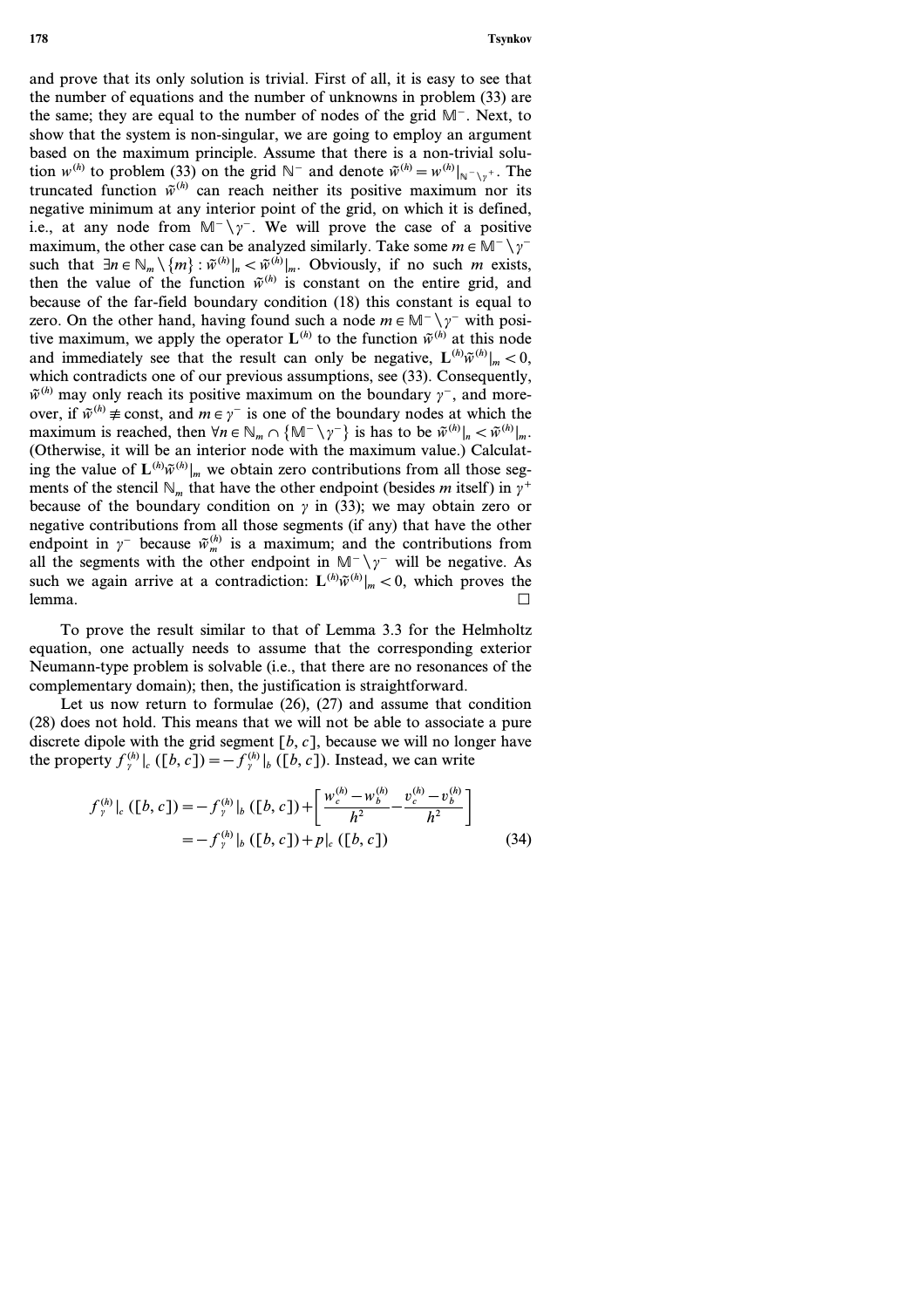and prove that its only solution is trivial. First of all, it is easy to see that the number of equations and the number of unknowns in problem (33) are the same; they are equal to the number of nodes of the grid $\mathbb{M}^-$. Next, to show that the system is non-singular, we are going to employ an argument based on the maximum principle. Assume that there is a non-trivial solution $w^{(h)}$ to problem (33) on the grid $\mathbb{N}^-$ and denote $\tilde{w}^{(h)} = w^{(h)}|_{\mathbb{N}^- \setminus \gamma^+}$. The truncated function $\tilde{w}^{(h)}$ can reach neither its positive maximum nor its negative minimum at any interior point of the grid, on which it is defined, i.e., at any node from $\mathbb{M}^- \setminus \gamma^-$. We will prove the case of a positive maximum, the other case can be analyzed similarly. Take some $m \in \mathbb{M}^- \setminus \gamma^-$ such that $\exists n \in \mathbb{N}_m \setminus \{m\} : \tilde{w}^{(h)}|_n < \tilde{w}^{(h)}|_m$. Obviously, if no such $m$ exists, then the value of the function $\tilde{w}^{(h)}$ is constant on the entire grid, and because of the far-field boundary condition (18) this constant is equal to zero. On the other hand, having found such a node $m \in \mathbb{M}^- \setminus \gamma^-$ with positive maximum, we apply the operator $\mathbf{L}^{(h)}$ to the function $\tilde{w}^{(h)}$ at this node and immediately see that the result can only be negative, $\mathbf{L}^{(h)} \tilde{w}^{(h)}|_m < 0$, which contradicts one of our previous assumptions, see (33). Consequently, $\tilde{w}^{(h)}$ may only reach its positive maximum on the boundary $\gamma^-$, and moreover, if $\tilde{w}^{(h)} \not\equiv \text{const}$, and $m \in \gamma^-$ is one of the boundary nodes at which the maximum is reached, then $\forall n \in \mathbb{N}_m \cap \{\mathbb{M}^- \setminus \gamma^-\}$ is has to be $\tilde{w}^{(h)}|_n < \tilde{w}^{(h)}|_m$. (Otherwise, it will be an interior node with the maximum value.) Calculating the value of $\mathbf{L}^{(h)} \tilde{w}^{(h)}|_m$ we obtain zero contributions from all those segments of the stencil $\mathbb{N}_m$ that have the other endpoint (besides $m$ itself) in $\gamma^+$ because of the boundary condition on $\gamma$ in (33); we may obtain zero or negative contributions from all those segments (if any) that have the other endpoint in $\gamma^-$ because $\tilde{w}_m^{(h)}$ is a maximum; and the contributions from all the segments with the other endpoint in $\mathbb{M}^- \setminus \gamma^-$ will be negative. As such we again arrive at a contradiction: $\mathbf{L}^{(h)} \tilde{w}^{(h)}|_m < 0$, which proves the lemma. □

To prove the result similar to that of Lemma 3.3 for the Helmholtz equation, one actually needs to assume that the corresponding exterior Neumann-type problem is solvable (i.e., that there are no resonances of the complementary domain); then, the justification is straightforward.

Let us now return to formulae (26), (27) and assume that condition (28) does not hold. This means that we will not be able to associate a pure discrete dipole with the grid segment $[b, c]$, because we will no longer have the property $f_\gamma^{(h)}|_c([b, c]) = -f_\gamma^{(h)}|_b([b, c])$. Instead, we can write

$$
\begin{aligned}
f_\gamma^{(h)}|_c([b, c]) &= -f_\gamma^{(h)}|_b([b, c]) + \left[ \frac{w_c^{(h)} - w_b^{(h)}}{h^2} - \frac{v_c^{(h)} - v_b^{(h)}}{h^2} \right] \\
&= -f_\gamma^{(h)}|_b([b, c]) + p|_c([b, c])
\end{aligned}
\tag{34}
$$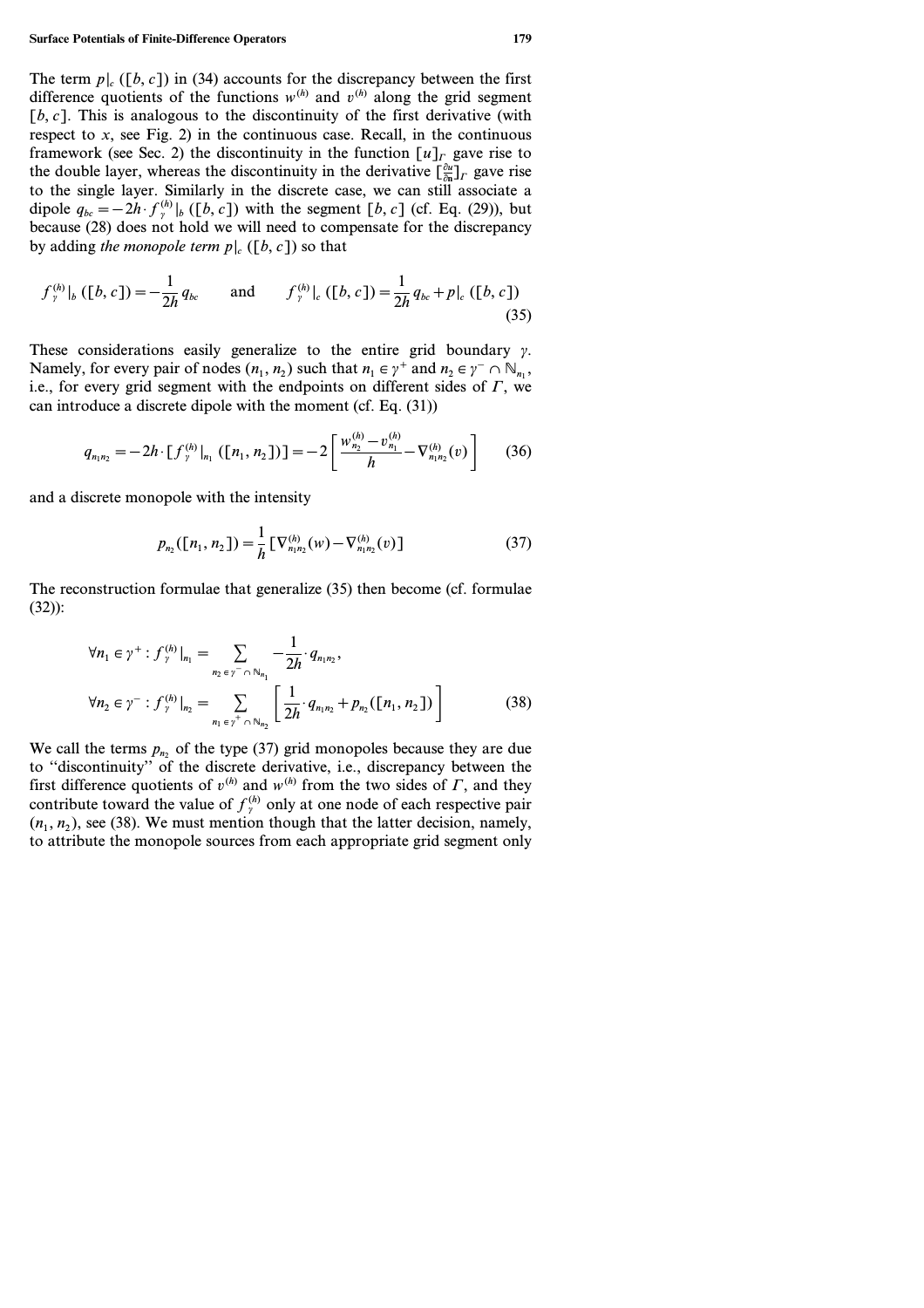The term $p|_c([b,c])$ in (34) accounts for the discrepancy between the first difference quotients of the functions $w^{(h)}$ and $v^{(h)}$ along the grid segment $[b,c]$. This is analogous to the discontinuity of the first derivative (with respect to $x$, see Fig. 2) in the continuous case. Recall, in the continuous framework (see Sec. 2) the discontinuity in the function $[u]_\Gamma$ gave rise to the double layer, whereas the discontinuity in the derivative $[\frac{\partial u}{\partial \mathbf{n}}]_\Gamma$ gave rise to the single layer. Similarly in the discrete case, we can still associate a dipole $q_{bc} = -2h \cdot f_\gamma^{(h)}|_b([b,c])$ with the segment $[b,c]$ (cf. Eq. (29)), but because (28) does not hold we will need to compensate for the discrepancy by adding *the monopole term* $p|_c([b,c])$ so that

$$f_\gamma^{(h)}|_b([b,c]) = -\frac{1}{2h} q_{bc} \qquad \text{and} \qquad f_\gamma^{(h)}|_c([b,c]) = \frac{1}{2h} q_{bc} + p|_c([b,c]) \tag{35}$$

These considerations easily generalize to the entire grid boundary $\gamma$. Namely, for every pair of nodes $(n_1, n_2)$ such that $n_1 \in \gamma^+$ and $n_2 \in \gamma^- \cap \mathbb{N}_{n_1}$, i.e., for every grid segment with the endpoints on different sides of $\Gamma$, we can introduce a discrete dipole with the moment (cf. Eq. (31))

$$q_{n_1 n_2} = -2h \cdot [f_\gamma^{(h)}|_{n_1}([n_1,n_2])] = -2\left[\frac{w_{n_2}^{(h)} - v_{n_1}^{(h)}}{h} - \nabla_{n_1 n_2}^{(h)}(v)\right] \tag{36}$$

and a discrete monopole with the intensity

$$p_{n_2}([n_1,n_2]) = \frac{1}{h}\left[\nabla_{n_1 n_2}^{(h)}(w) - \nabla_{n_1 n_2}^{(h)}(v)\right] \tag{37}$$

The reconstruction formulae that generalize (35) then become (cf. formulae (32)):

$$\begin{aligned}
\forall n_1 \in \gamma^+ : f_\gamma^{(h)}|_{n_1} &= \sum_{n_2 \in \gamma^- \cap \mathbb{N}_{n_1}} -\frac{1}{2h} \cdot q_{n_1 n_2}, \\
\forall n_2 \in \gamma^- : f_\gamma^{(h)}|_{n_2} &= \sum_{n_1 \in \gamma^+ \cap \mathbb{N}_{n_2}} \left[\frac{1}{2h} \cdot q_{n_1 n_2} + p_{n_2}([n_1,n_2])\right]
\end{aligned} \tag{38}$$

We call the terms $p_{n_2}$ of the type (37) grid monopoles because they are due to "discontinuity" of the discrete derivative, i.e., discrepancy between the first difference quotients of $v^{(h)}$ and $w^{(h)}$ from the two sides of $\Gamma$, and they contribute toward the value of $f_\gamma^{(h)}$ only at one node of each respective pair $(n_1, n_2)$, see (38). We must mention though that the latter decision, namely, to attribute the monopole sources from each appropriate grid segment only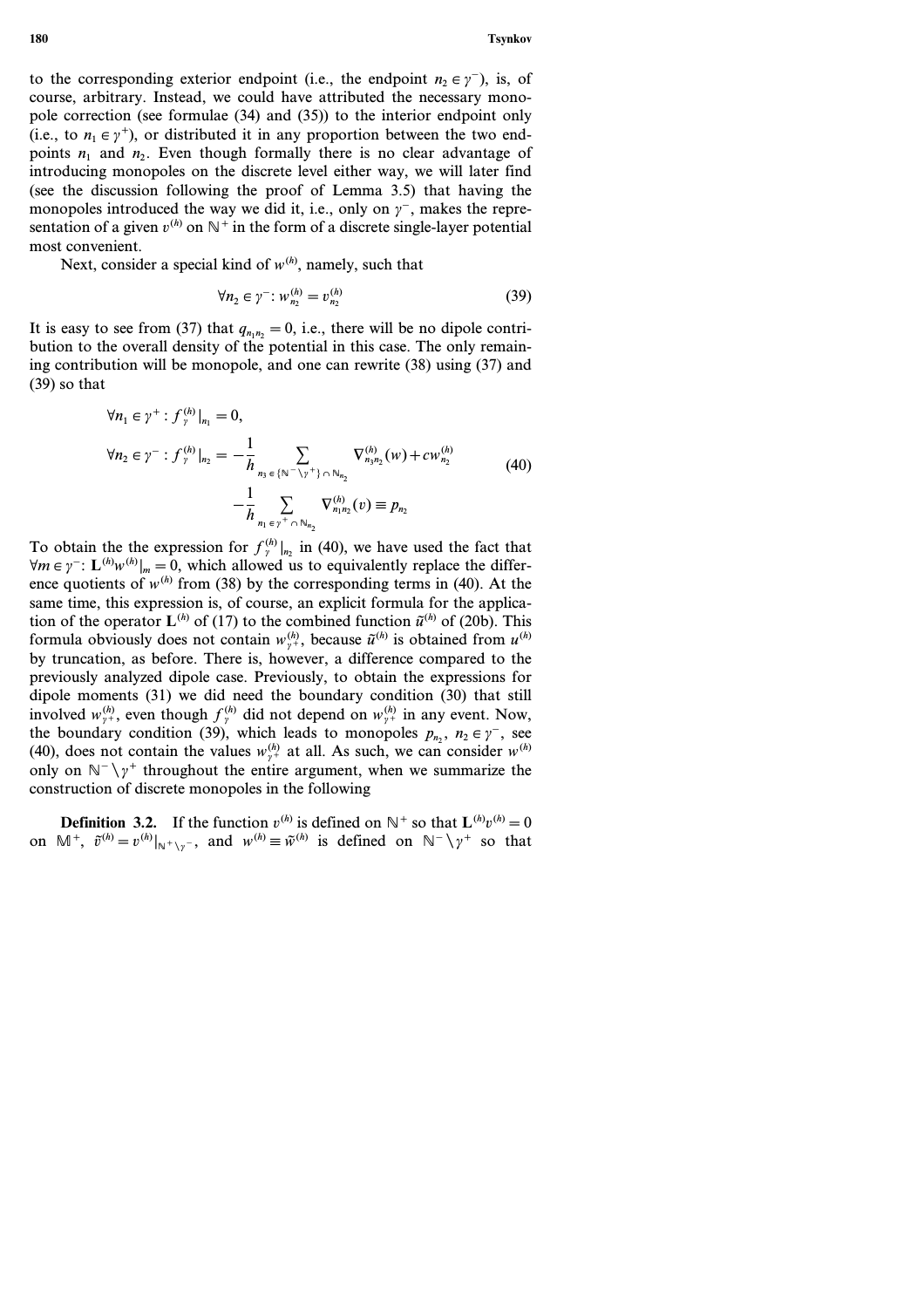to the corresponding exterior endpoint (i.e., the endpoint $n_2 \in \gamma^-$), is, of course, arbitrary. Instead, we could have attributed the necessary monopole correction (see formulae (34) and (35)) to the interior endpoint only (i.e., to $n_1 \in \gamma^+$), or distributed it in any proportion between the two endpoints $n_1$ and $n_2$. Even though formally there is no clear advantage of introducing monopoles on the discrete level either way, we will later find (see the discussion following the proof of Lemma 3.5) that having the monopoles introduced the way we did it, i.e., only on $\gamma^-$, makes the representation of a given $v^{(h)}$ on $\mathbb{N}^+$ in the form of a discrete single-layer potential most convenient.

Next, consider a special kind of $w^{(h)}$, namely, such that

$$\forall n_2 \in \gamma^- : w^{(h)}_{n_2} = v^{(h)}_{n_2} \tag{39}$$

It is easy to see from (37) that $q_{n_1 n_2} = 0$, i.e., there will be no dipole contribution to the overall density of the potential in this case. The only remaining contribution will be monopole, and one can rewrite (38) using (37) and (39) so that

$$\begin{aligned}
&\forall n_1 \in \gamma^+ : f^{(h)}_\gamma \big|_{n_1} = 0, \\
&\forall n_2 \in \gamma^- : f^{(h)}_\gamma \big|_{n_2} = -\frac{1}{h} \sum_{n_3 \in \{\mathbb{N}^- \setminus \gamma^+\} \cap \mathbb{N}_{n_2}} \nabla^{(h)}_{n_3 n_2}(w) + c w^{(h)}_{n_2} \\
&\qquad\qquad - \frac{1}{h} \sum_{n_1 \in \gamma^+ \cap \mathbb{N}_{n_2}} \nabla^{(h)}_{n_1 n_2}(v) \equiv p_{n_2}
\end{aligned} \tag{40}$$

To obtain the expression for $f^{(h)}_\gamma|_{n_2}$ in (40), we have used the fact that $\forall m \in \gamma^- : \mathbf{L}^{(h)} w^{(h)}|_m = 0$, which allowed us to equivalently replace the difference quotients of $w^{(h)}$ from (38) by the corresponding terms in (40). At the same time, this expression is, of course, an explicit formula for the application of the operator $\mathbf{L}^{(h)}$ of (17) to the combined function $\tilde{u}^{(h)}$ of (20b). This formula obviously does not contain $w^{(h)}_{\gamma^+}$, because $\tilde{u}^{(h)}$ is obtained from $u^{(h)}$ by truncation, as before. There is, however, a difference compared to the previously analyzed dipole case. Previously, to obtain the expressions for dipole moments (31) we did need the boundary condition (30) that still involved $w^{(h)}_{\gamma^+}$, even though $f^{(h)}_\gamma$ did not depend on $w^{(h)}_{\gamma^+}$ in any event. Now, the boundary condition (39), which leads to monopoles $p_{n_2}$, $n_2 \in \gamma^-$, see (40), does not contain the values $w^{(h)}_{\gamma^+}$ at all. As such, we can consider $w^{(h)}$ only on $\mathbb{N}^- \setminus \gamma^+$ throughout the entire argument, when we summarize the construction of discrete monopoles in the following

**Definition 3.2.** If the function $v^{(h)}$ is defined on $\mathbb{N}^+$ so that $\mathbf{L}^{(h)} v^{(h)} = 0$ on $\mathbb{M}^+$, $\tilde{v}^{(h)} = v^{(h)}|_{\mathbb{N}^+ \setminus \gamma^-}$, and $w^{(h)} \equiv \tilde{w}^{(h)}$ is defined on $\mathbb{N}^- \setminus \gamma^+$ so that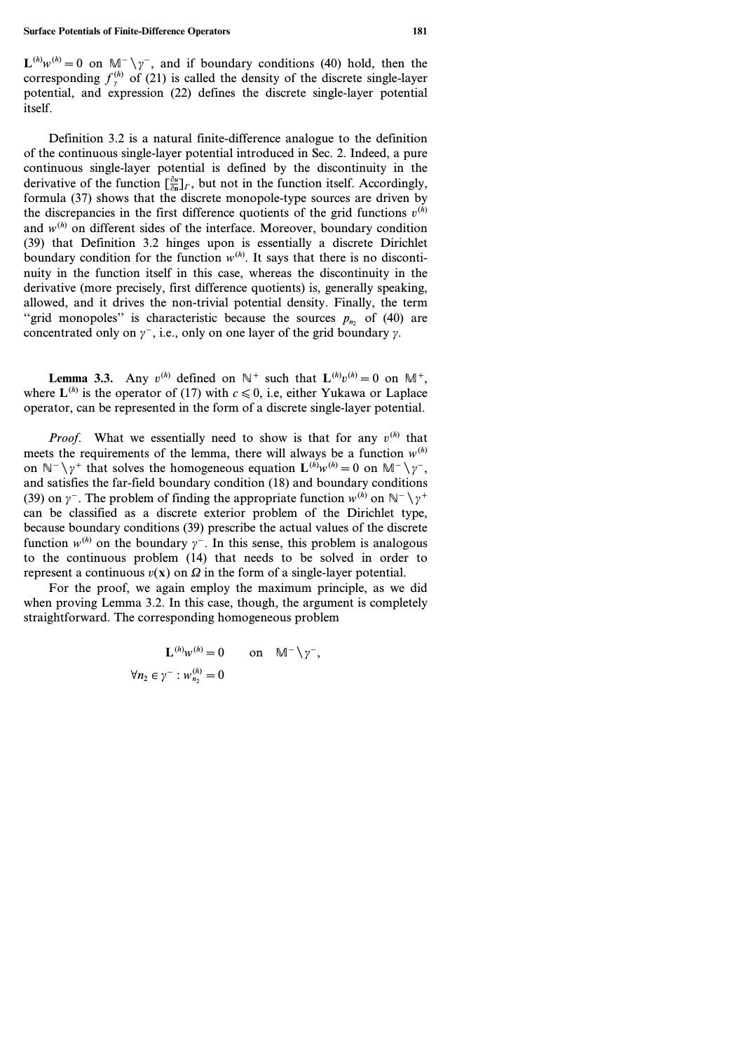$\mathbf{L}^{(h)} w^{(h)} = 0$ on $\mathbb{M}^- \setminus \gamma^-$, and if boundary conditions (40) hold, then the corresponding $f_\gamma^{(h)}$ of (21) is called the density of the discrete single-layer potential, and expression (22) defines the discrete single-layer potential itself.

Definition 3.2 is a natural finite-difference analogue to the definition of the continuous single-layer potential introduced in Sec. 2. Indeed, a pure continuous single-layer potential is defined by the discontinuity in the derivative of the function $[\frac{\partial u}{\partial \mathbf{n}}]_\Gamma$, but not in the function itself. Accordingly, formula (37) shows that the discrete monopole-type sources are driven by the discrepancies in the first difference quotients of the grid functions $v^{(h)}$ and $w^{(h)}$ on different sides of the interface. Moreover, boundary condition (39) that Definition 3.2 hinges upon is essentially a discrete Dirichlet boundary condition for the function $w^{(h)}$. It says that there is no discontinuity in the function itself in this case, whereas the discontinuity in the derivative (more precisely, first difference quotients) is, generally speaking, allowed, and it drives the non-trivial potential density. Finally, the term "grid monopoles" is characteristic because the sources $p_{n_2}$ of (40) are concentrated only on $\gamma^-$, i.e., only on one layer of the grid boundary $\gamma$.

**Lemma 3.3.** Any $v^{(h)}$ defined on $\mathbb{N}^+$ such that $\mathbf{L}^{(h)} v^{(h)} = 0$ on $\mathbb{M}^+$, where $\mathbf{L}^{(h)}$ is the operator of (17) with $c \leqslant 0$, i.e, either Yukawa or Laplace operator, can be represented in the form of a discrete single-layer potential.

*Proof.* What we essentially need to show is that for any $v^{(h)}$ that meets the requirements of the lemma, there will always be a function $w^{(h)}$ on $\mathbb{N}^- \setminus \gamma^+$ that solves the homogeneous equation $\mathbf{L}^{(h)} w^{(h)} = 0$ on $\mathbb{M}^- \setminus \gamma^-$, and satisfies the far-field boundary condition (18) and boundary conditions (39) on $\gamma^-$. The problem of finding the appropriate function $w^{(h)}$ on $\mathbb{N}^- \setminus \gamma^+$ can be classified as a discrete exterior problem of the Dirichlet type, because boundary conditions (39) prescribe the actual values of the discrete function $w^{(h)}$ on the boundary $\gamma^-$. In this sense, this problem is analogous to the continuous problem (14) that needs to be solved in order to represent a continuous $v(\mathbf{x})$ on $\Omega$ in the form of a single-layer potential.

For the proof, we again employ the maximum principle, as we did when proving Lemma 3.2. In this case, though, the argument is completely straightforward. The corresponding homogeneous problem

$$
\begin{aligned}
\mathbf{L}^{(h)} w^{(h)} = 0 \qquad &\text{on} \quad \mathbb{M}^- \setminus \gamma^-, \\
\forall n_2 \in \gamma^- : w_{n_2}^{(h)} = 0 &
\end{aligned}
$$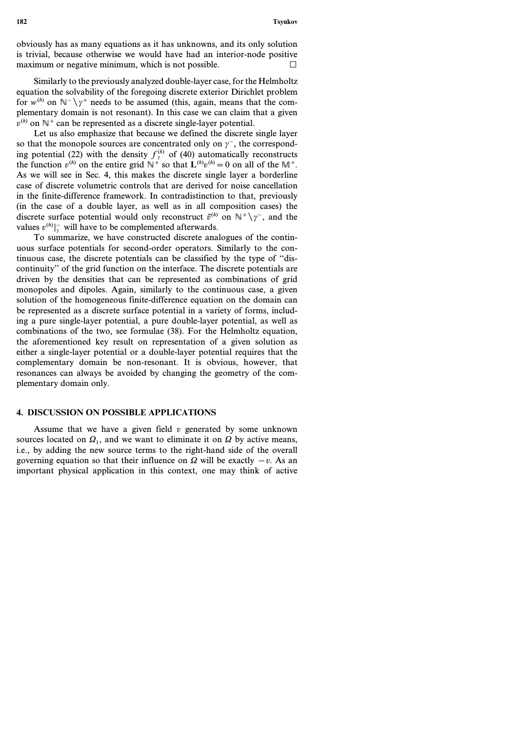obviously has as many equations as it has unknowns, and its only solution is trivial, because otherwise we would have had an interior-node positive maximum or negative minimum, which is not possible. $\square$

Similarly to the previously analyzed double-layer case, for the Helmholtz equation the solvability of the foregoing discrete exterior Dirichlet problem for $w^{(h)}$ on $\mathbb{N}^- \setminus \gamma^+$ needs to be assumed (this, again, means that the complementary domain is not resonant). In this case we can claim that a given $v^{(h)}$ on $\mathbb{N}^+$ can be represented as a discrete single-layer potential.

Let us also emphasize that because we defined the discrete single layer so that the monopole sources are concentrated only on $\gamma^-$, the corresponding potential (22) with the density $f_\gamma^{(h)}$ of (40) automatically reconstructs the function $v^{(h)}$ on the entire grid $\mathbb{N}^+$ so that $\mathbf{L}^{(h)} v^{(h)} = 0$ on all of the $\mathbb{M}^+$. As we will see in Sec. 4, this makes the discrete single layer a borderline case of discrete volumetric controls that are derived for noise cancellation in the finite-difference framework. In contradistinction to that, previously (in the case of a double layer, as well as in all composition cases) the discrete surface potential would only reconstruct $\tilde{v}^{(h)}$ on $\mathbb{N}^+ \setminus \gamma^-$, and the values $v^{(h)}|_\gamma^-$ will have to be complemented afterwards.

To summarize, we have constructed discrete analogues of the continuous surface potentials for second-order operators. Similarly to the continuous case, the discrete potentials can be classified by the type of "discontinuity" of the grid function on the interface. The discrete potentials are driven by the densities that can be represented as combinations of grid monopoles and dipoles. Again, similarly to the continuous case, a given solution of the homogeneous finite-difference equation on the domain can be represented as a discrete surface potential in a variety of forms, including a pure single-layer potential, a pure double-layer potential, as well as combinations of the two, see formulae (38). For the Helmholtz equation, the aforementioned key result on representation of a given solution as either a single-layer potential or a double-layer potential requires that the complementary domain be non-resonant. It is obvious, however, that resonances can always be avoided by changing the geometry of the complementary domain only.

## 4. DISCUSSION ON POSSIBLE APPLICATIONS

Assume that we have a given field $v$ generated by some unknown sources located on $\Omega_1$, and we want to eliminate it on $\Omega$ by active means, i.e., by adding the new source terms to the right-hand side of the overall governing equation so that their influence on $\Omega$ will be exactly $-v$. As an important physical application in this context, one may think of active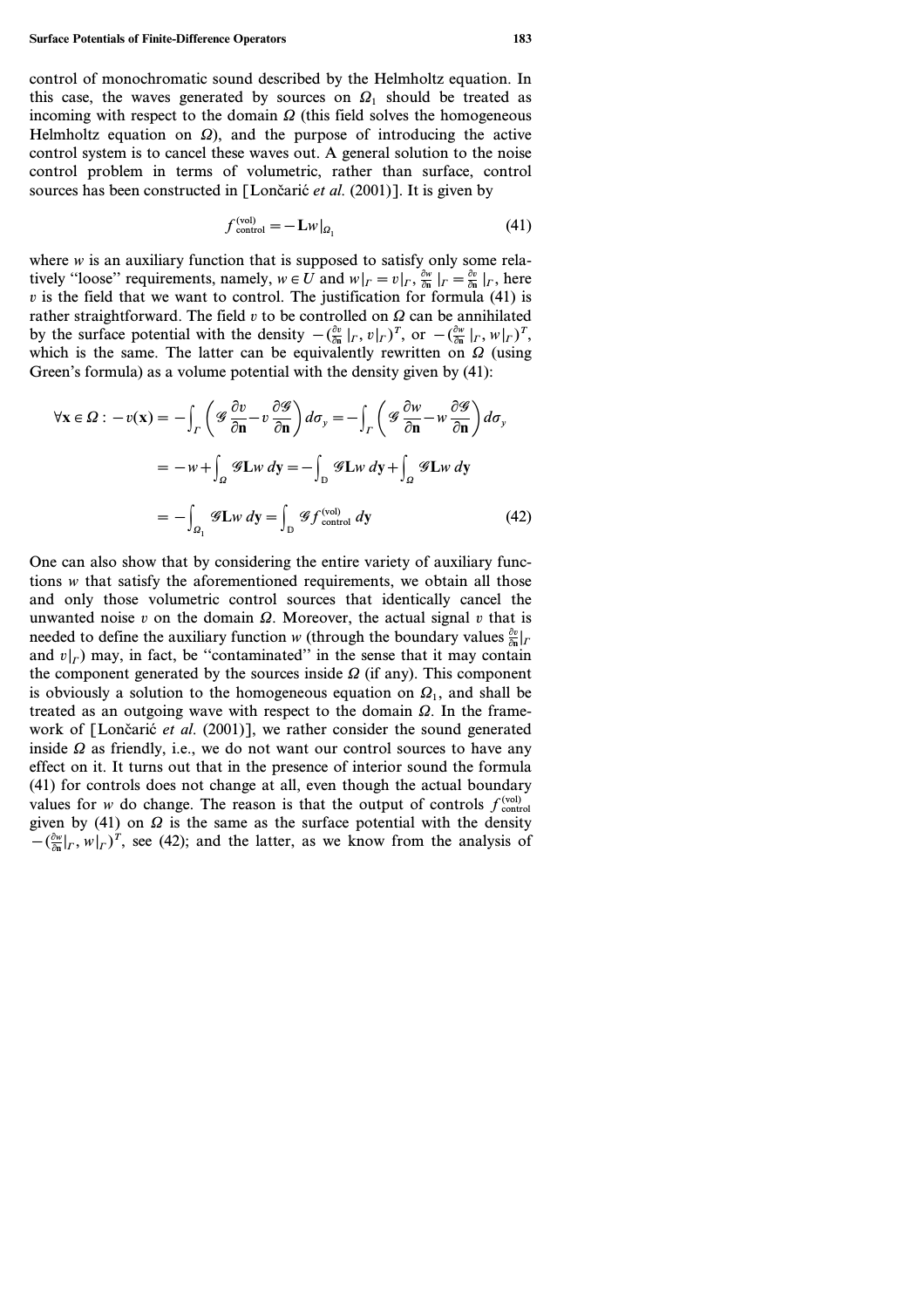control of monochromatic sound described by the Helmholtz equation. In this case, the waves generated by sources on $\Omega_1$ should be treated as incoming with respect to the domain $\Omega$ (this field solves the homogeneous Helmholtz equation on $\Omega$), and the purpose of introducing the active control system is to cancel these waves out. A general solution to the noise control problem in terms of volumetric, rather than surface, control sources has been constructed in [Lončarić *et al.* (2001)]. It is given by

$$f^{(\mathrm{vol})}_{\mathrm{control}} = -\mathbf{L}w|_{\Omega_1} \tag{41}$$

where $w$ is an auxiliary function that is supposed to satisfy only some relatively "loose" requirements, namely, $w \in U$ and $w|_\Gamma = v|_\Gamma$, $\frac{\partial w}{\partial \mathbf{n}}|_\Gamma = \frac{\partial v}{\partial \mathbf{n}}|_\Gamma$, here $v$ is the field that we want to control. The justification for formula (41) is rather straightforward. The field $v$ to be controlled on $\Omega$ can be annihilated by the surface potential with the density $-(\frac{\partial v}{\partial \mathbf{n}}|_\Gamma, v|_\Gamma)^T$, or $-(\frac{\partial w}{\partial \mathbf{n}}|_\Gamma, w|_\Gamma)^T$, which is the same. The latter can be equivalently rewritten on $\Omega$ (using Green's formula) as a volume potential with the density given by (41):

$$\begin{aligned}
\forall \mathbf{x} \in \Omega : -v(\mathbf{x}) &= -\int_\Gamma \left( \mathscr{G} \frac{\partial v}{\partial \mathbf{n}} - v \frac{\partial \mathscr{G}}{\partial \mathbf{n}} \right) d\sigma_y = -\int_\Gamma \left( \mathscr{G} \frac{\partial w}{\partial \mathbf{n}} - w \frac{\partial \mathscr{G}}{\partial \mathbf{n}} \right) d\sigma_y \\
&= -w + \int_\Omega \mathscr{G}\mathbf{L}w \, d\mathbf{y} = -\int_{\mathrm{D}} \mathscr{G}\mathbf{L}w \, d\mathbf{y} + \int_\Omega \mathscr{G}\mathbf{L}w \, d\mathbf{y} \\
&= -\int_{\Omega_1} \mathscr{G}\mathbf{L}w \, d\mathbf{y} = \int_{\mathrm{D}} \mathscr{G} f^{(\mathrm{vol})}_{\mathrm{control}} \, d\mathbf{y}
\end{aligned} \tag{42}$$

One can also show that by considering the entire variety of auxiliary functions $w$ that satisfy the aforementioned requirements, we obtain all those and only those volumetric control sources that identically cancel the unwanted noise $v$ on the domain $\Omega$. Moreover, the actual signal $v$ that is needed to define the auxiliary function $w$ (through the boundary values $\frac{\partial v}{\partial \mathbf{n}}|_\Gamma$ and $v|_\Gamma$) may, in fact, be "contaminated" in the sense that it may contain the component generated by the sources inside $\Omega$ (if any). This component is obviously a solution to the homogeneous equation on $\Omega_1$, and shall be treated as an outgoing wave with respect to the domain $\Omega$. In the framework of [Lončarić *et al.* (2001)], we rather consider the sound generated inside $\Omega$ as friendly, i.e., we do not want our control sources to have any effect on it. It turns out that in the presence of interior sound the formula (41) for controls does not change at all, even though the actual boundary values for $w$ do change. The reason is that the output of controls $f^{(\mathrm{vol})}_{\mathrm{control}}$ given by (41) on $\Omega$ is the same as the surface potential with the density $-(\frac{\partial w}{\partial \mathbf{n}}|_\Gamma, w|_\Gamma)^T$, see (42); and the latter, as we know from the analysis of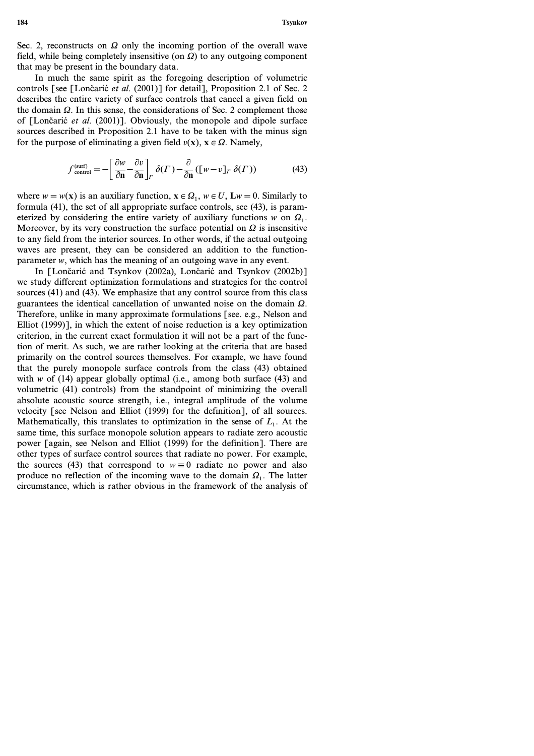Sec. 2, reconstructs on $\Omega$ only the incoming portion of the overall wave field, while being completely insensitive (on $\Omega$) to any outgoing component that may be present in the boundary data.

In much the same spirit as the foregoing description of volumetric controls [see [Lončarić *et al.* (2001)] for detail], Proposition 2.1 of Sec. 2 describes the entire variety of surface controls that cancel a given field on the domain $\Omega$. In this sense, the considerations of Sec. 2 complement those of [Lončarić *et al.* (2001)]. Obviously, the monopole and dipole surface sources described in Proposition 2.1 have to be taken with the minus sign for the purpose of eliminating a given field $v(\mathbf{x})$, $\mathbf{x} \in \Omega$. Namely,

$$f^{(\text{surf})}_{\text{control}} = -\left[\frac{\partial w}{\partial \mathbf{n}} - \frac{\partial v}{\partial \mathbf{n}}\right]_{\Gamma} \delta(\Gamma) - \frac{\partial}{\partial \mathbf{n}}([w-v]_{\Gamma}\, \delta(\Gamma)) \tag{43}$$

where $w = w(\mathbf{x})$ is an auxiliary function, $\mathbf{x} \in \Omega_1$, $w \in U$, $\mathbf{L}w = 0$. Similarly to formula (41), the set of all appropriate surface controls, see (43), is parameterized by considering the entire variety of auxiliary functions $w$ on $\Omega_1$. Moreover, by its very construction the surface potential on $\Omega$ is insensitive to any field from the interior sources. In other words, if the actual outgoing waves are present, they can be considered an addition to the function-parameter $w$, which has the meaning of an outgoing wave in any event.

In [Lončarić and Tsynkov (2002a), Lončarić and Tsynkov (2002b)] we study different optimization formulations and strategies for the control sources (41) and (43). We emphasize that any control source from this class guarantees the identical cancellation of unwanted noise on the domain $\Omega$. Therefore, unlike in many approximate formulations [see. e.g., Nelson and Elliot (1999)], in which the extent of noise reduction is a key optimization criterion, in the current exact formulation it will not be a part of the function of merit. As such, we are rather looking at the criteria that are based primarily on the control sources themselves. For example, we have found that the purely monopole surface controls from the class (43) obtained with $w$ of (14) appear globally optimal (i.e., among both surface (43) and volumetric (41) controls) from the standpoint of minimizing the overall absolute acoustic source strength, i.e., integral amplitude of the volume velocity [see Nelson and Elliot (1999) for the definition], of all sources. Mathematically, this translates to optimization in the sense of $L_1$. At the same time, this surface monopole solution appears to radiate zero acoustic power [again, see Nelson and Elliot (1999) for the definition]. There are other types of surface control sources that radiate no power. For example, the sources (43) that correspond to $w \equiv 0$ radiate no power and also produce no reflection of the incoming wave to the domain $\Omega_1$. The latter circumstance, which is rather obvious in the framework of the analysis of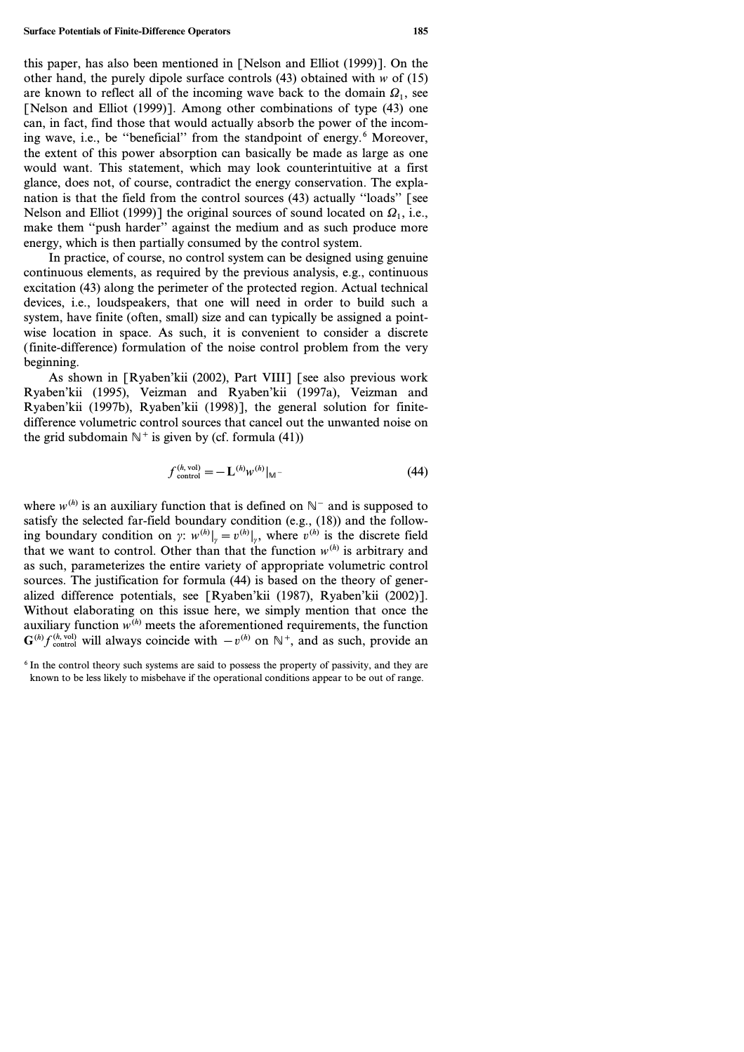this paper, has also been mentioned in [Nelson and Elliot (1999)]. On the other hand, the purely dipole surface controls (43) obtained with $w$ of (15) are known to reflect all of the incoming wave back to the domain $\Omega_1$, see [Nelson and Elliot (1999)]. Among other combinations of type (43) one can, in fact, find those that would actually absorb the power of the incoming wave, i.e., be "beneficial" from the standpoint of energy.[6] Moreover, the extent of this power absorption can basically be made as large as one would want. This statement, which may look counterintuitive at a first glance, does not, of course, contradict the energy conservation. The explanation is that the field from the control sources (43) actually "loads" [see Nelson and Elliot (1999)] the original sources of sound located on $\Omega_1$, i.e., make them "push harder" against the medium and as such produce more energy, which is then partially consumed by the control system.

In practice, of course, no control system can be designed using genuine continuous elements, as required by the previous analysis, e.g., continuous excitation (43) along the perimeter of the protected region. Actual technical devices, i.e., loudspeakers, that one will need in order to build such a system, have finite (often, small) size and can typically be assigned a pointwise location in space. As such, it is convenient to consider a discrete (finite-difference) formulation of the noise control problem from the very beginning.

As shown in [Ryaben'kii (2002), Part VIII] [see also previous work Ryaben'kii (1995), Veizman and Ryaben'kii (1997a), Veizman and Ryaben'kii (1997b), Ryaben'kii (1998)], the general solution for finite-difference volumetric control sources that cancel out the unwanted noise on the grid subdomain $\mathbb{N}^+$ is given by (cf. formula (41))

$$f^{(h,\,\mathrm{vol})}_{\mathrm{control}} = -\mathbf{L}^{(h)} w^{(h)}\big|_{\mathbb{M}^-} \tag{44}$$

where $w^{(h)}$ is an auxiliary function that is defined on $\mathbb{N}^-$ and is supposed to satisfy the selected far-field boundary condition (e.g., (18)) and the following boundary condition on $\gamma$: $w^{(h)}|_\gamma = v^{(h)}|_\gamma$, where $v^{(h)}$ is the discrete field that we want to control. Other than that the function $w^{(h)}$ is arbitrary and as such, parameterizes the entire variety of appropriate volumetric control sources. The justification for formula (44) is based on the theory of generalized difference potentials, see [Ryaben'kii (1987), Ryaben'kii (2002)]. Without elaborating on this issue here, we simply mention that once the auxiliary function $w^{(h)}$ meets the aforementioned requirements, the function $\mathbf{G}^{(h)} f^{(h,\,\mathrm{vol})}_{\mathrm{control}}$ will always coincide with $-v^{(h)}$ on $\mathbb{N}^+$, and as such, provide an

[6] In the control theory such systems are said to possess the property of passivity, and they are known to be less likely to misbehave if the operational conditions appear to be out of range.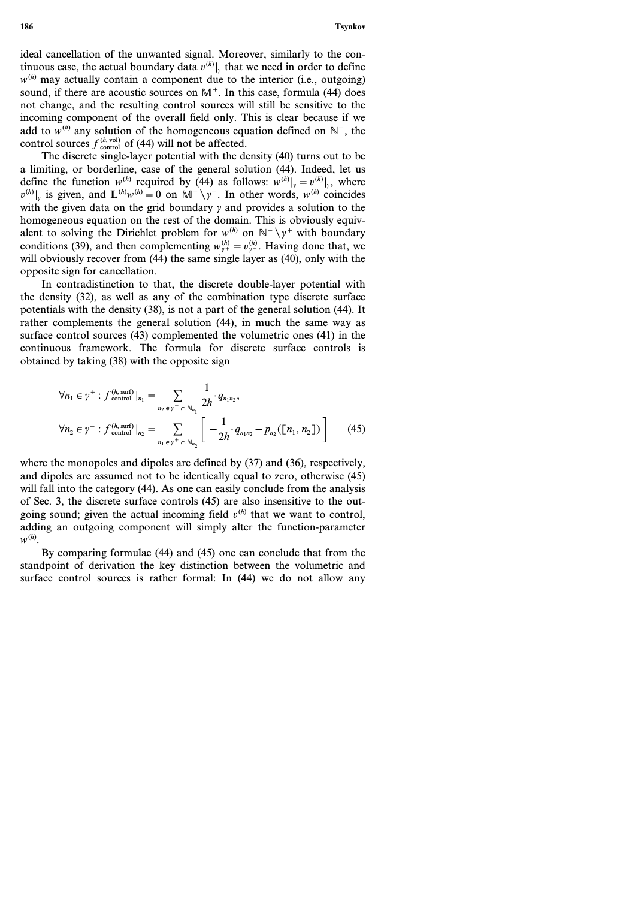ideal cancellation of the unwanted signal. Moreover, similarly to the continuous case, the actual boundary data $v^{(h)}|_\gamma$ that we need in order to define $w^{(h)}$ may actually contain a component due to the interior (i.e., outgoing) sound, if there are acoustic sources on $\mathbb{M}^+$. In this case, formula (44) does not change, and the resulting control sources will still be sensitive to the incoming component of the overall field only. This is clear because if we add to $w^{(h)}$ any solution of the homogeneous equation defined on $\mathbb{N}^-$, the control sources $f^{(h,\text{vol})}_{\text{control}}$ of (44) will not be affected.

The discrete single-layer potential with the density (40) turns out to be a limiting, or borderline, case of the general solution (44). Indeed, let us define the function $w^{(h)}$ required by (44) as follows: $w^{(h)}|_\gamma = v^{(h)}|_\gamma$, where $v^{(h)}|_\gamma$ is given, and $\mathbf{L}^{(h)} w^{(h)} = 0$ on $\mathbb{M}^- \setminus \gamma^-$. In other words, $w^{(h)}$ coincides with the given data on the grid boundary $\gamma$ and provides a solution to the homogeneous equation on the rest of the domain. This is obviously equivalent to solving the Dirichlet problem for $w^{(h)}$ on $\mathbb{N}^- \setminus \gamma^+$ with boundary conditions (39), and then complementing $w^{(h)}_{\gamma^+} = v^{(h)}_{\gamma^+}$. Having done that, we will obviously recover from (44) the same single layer as (40), only with the opposite sign for cancellation.

In contradistinction to that, the discrete double-layer potential with the density (32), as well as any of the combination type discrete surface potentials with the density (38), is not a part of the general solution (44). It rather complements the general solution (44), in much the same way as surface control sources (43) complemented the volumetric ones (41) in the continuous framework. The formula for discrete surface controls is obtained by taking (38) with the opposite sign

$$
\begin{aligned}
&\forall n_1 \in \gamma^+ : f^{(h,\text{surf})}_{\text{control}}\big|_{n_1} = \sum_{n_2 \in \gamma^- \cap \mathbb{N}_{n_1}} \frac{1}{2h} \cdot q_{n_1 n_2}, \\
&\forall n_2 \in \gamma^- : f^{(h,\text{surf})}_{\text{control}}\big|_{n_2} = \sum_{n_1 \in \gamma^+ \cap \mathbb{N}_{n_2}} \left[ -\frac{1}{2h} \cdot q_{n_1 n_2} - p_{n_2}([n_1, n_2]) \right]
\end{aligned}
\tag{45}
$$

where the monopoles and dipoles are defined by (37) and (36), respectively, and dipoles are assumed not to be identically equal to zero, otherwise (45) will fall into the category (44). As one can easily conclude from the analysis of Sec. 3, the discrete surface controls (45) are also insensitive to the outgoing sound; given the actual incoming field $v^{(h)}$ that we want to control, adding an outgoing component will simply alter the function-parameter $w^{(h)}$.

By comparing formulae (44) and (45) one can conclude that from the standpoint of derivation the key distinction between the volumetric and surface control sources is rather formal: In (44) we do not allow any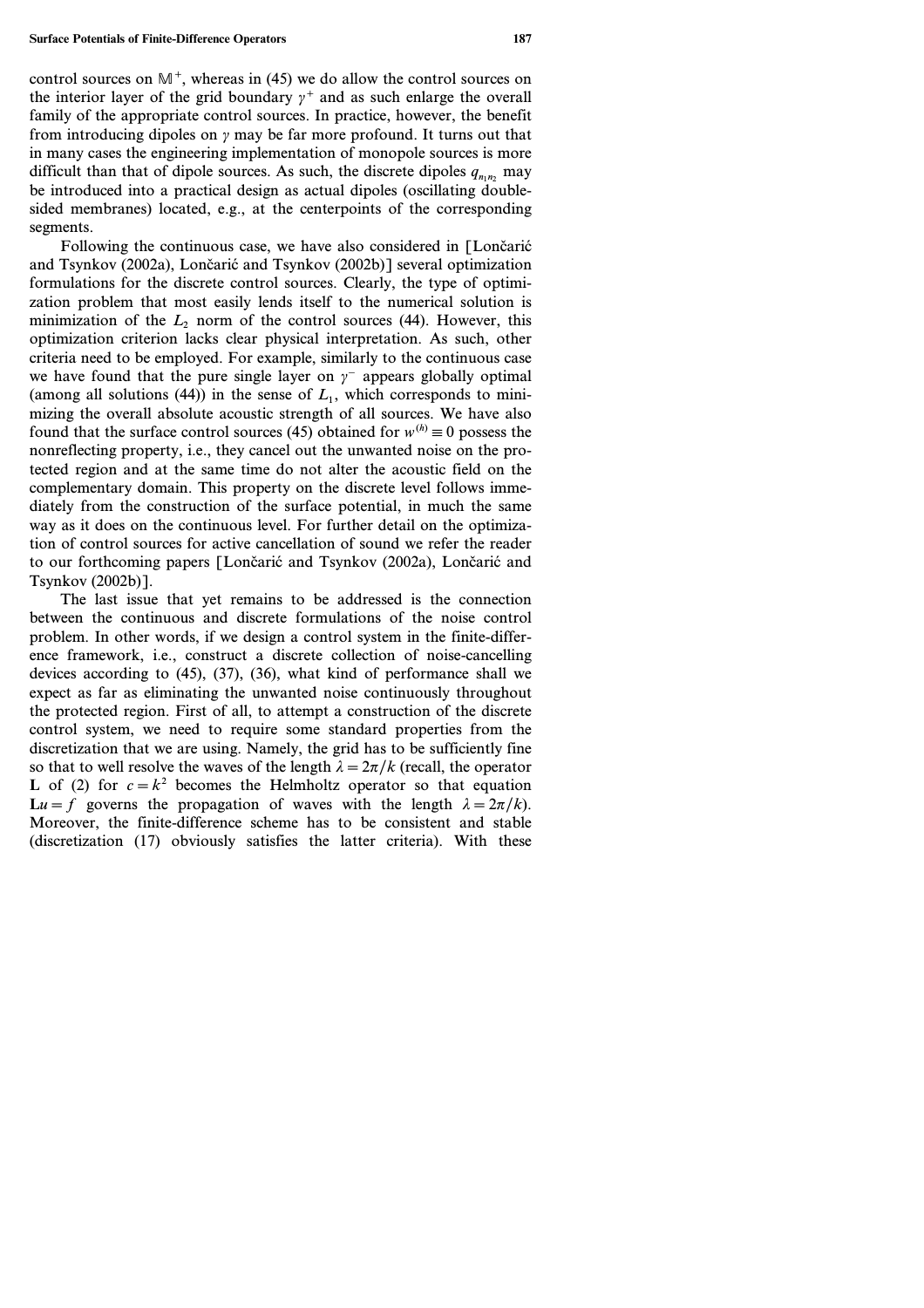control sources on $\mathbb{M}^+$, whereas in (45) we do allow the control sources on the interior layer of the grid boundary $\gamma^+$ and as such enlarge the overall family of the appropriate control sources. In practice, however, the benefit from introducing dipoles on $\gamma$ may be far more profound. It turns out that in many cases the engineering implementation of monopole sources is more difficult than that of dipole sources. As such, the discrete dipoles $q_{n_1n_2}$ may be introduced into a practical design as actual dipoles (oscillating double-sided membranes) located, e.g., at the centerpoints of the corresponding segments.

Following the continuous case, we have also considered in [Lončarić and Tsynkov (2002a), Lončarić and Tsynkov (2002b)] several optimization formulations for the discrete control sources. Clearly, the type of optimization problem that most easily lends itself to the numerical solution is minimization of the $L_2$ norm of the control sources (44). However, this optimization criterion lacks clear physical interpretation. As such, other criteria need to be employed. For example, similarly to the continuous case we have found that the pure single layer on $\gamma^-$ appears globally optimal (among all solutions (44)) in the sense of $L_1$, which corresponds to minimizing the overall absolute acoustic strength of all sources. We have also found that the surface control sources (45) obtained for $w^{(h)} \equiv 0$ possess the nonreflecting property, i.e., they cancel out the unwanted noise on the protected region and at the same time do not alter the acoustic field on the complementary domain. This property on the discrete level follows immediately from the construction of the surface potential, in much the same way as it does on the continuous level. For further detail on the optimization of control sources for active cancellation of sound we refer the reader to our forthcoming papers [Lončarić and Tsynkov (2002a), Lončarić and Tsynkov (2002b)].

The last issue that yet remains to be addressed is the connection between the continuous and discrete formulations of the noise control problem. In other words, if we design a control system in the finite-difference framework, i.e., construct a discrete collection of noise-cancelling devices according to (45), (37), (36), what kind of performance shall we expect as far as eliminating the unwanted noise continuously throughout the protected region. First of all, to attempt a construction of the discrete control system, we need to require some standard properties from the discretization that we are using. Namely, the grid has to be sufficiently fine so that to well resolve the waves of the length $\lambda = 2\pi/k$ (recall, the operator $\mathbf{L}$ of (2) for $c = k^2$ becomes the Helmholtz operator so that equation $\mathbf{L}u = f$ governs the propagation of waves with the length $\lambda = 2\pi/k$). Moreover, the finite-difference scheme has to be consistent and stable (discretization (17) obviously satisfies the latter criteria). With these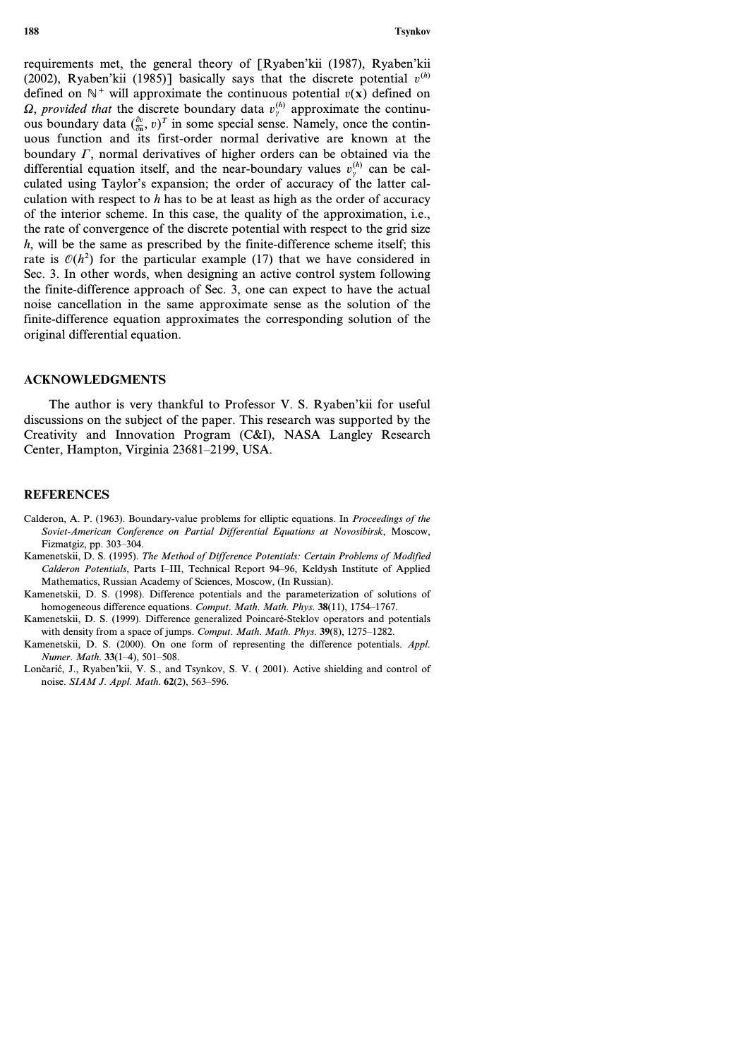requirements met, the general theory of [Ryaben'kii (1987), Ryaben'kii (2002), Ryaben'kii (1985)] basically says that the discrete potential $v^{(h)}$ defined on $\mathbb{N}^+$ will approximate the continuous potential $v(\mathbf{x})$ defined on $\Omega$, *provided that* the discrete boundary data $v_\gamma^{(h)}$ approximate the continuous boundary data $(\frac{\partial v}{\partial \mathbf{n}}, v)^T$ in some special sense. Namely, once the continuous function and its first-order normal derivative are known at the boundary $\Gamma$, normal derivatives of higher orders can be obtained via the differential equation itself, and the near-boundary values $v_\gamma^{(h)}$ can be calculated using Taylor's expansion; the order of accuracy of the latter calculation with respect to $h$ has to be at least as high as the order of accuracy of the interior scheme. In this case, the quality of the approximation, i.e., the rate of convergence of the discrete potential with respect to the grid size $h$, will be the same as prescribed by the finite-difference scheme itself; this rate is $\mathcal{O}(h^2)$ for the particular example (17) that we have considered in Sec. 3. In other words, when designing an active control system following the finite-difference approach of Sec. 3, one can expect to have the actual noise cancellation in the same approximate sense as the solution of the finite-difference equation approximates the corresponding solution of the original differential equation.

## ACKNOWLEDGMENTS

The author is very thankful to Professor V. S. Ryaben'kii for useful discussions on the subject of the paper. This research was supported by the Creativity and Innovation Program (C&I), NASA Langley Research Center, Hampton, Virginia 23681–2199, USA.

## REFERENCES

Calderon, A. P. (1963). Boundary-value problems for elliptic equations. In *Proceedings of the Soviet-American Conference on Partial Differential Equations at Novosibirsk*, Moscow, Fizmatgiz, pp. 303–304.

Kamenetskii, D. S. (1995). *The Method of Difference Potentials: Certain Problems of Modified Calderon Potentials*, Parts I–III, Technical Report 94–96, Keldysh Institute of Applied Mathematics, Russian Academy of Sciences, Moscow, (In Russian).

Kamenetskii, D. S. (1998). Difference potentials and the parameterization of solutions of homogeneous difference equations. *Comput. Math. Math. Phys.* **38**(11), 1754–1767.

Kamenetskii, D. S. (1999). Difference generalized Poincaré-Steklov operators and potentials with density from a space of jumps. *Comput. Math. Math. Phys.* **39**(8), 1275–1282.

Kamenetskii, D. S. (2000). On one form of representing the difference potentials. *Appl. Numer. Math.* **33**(1–4), 501–508.

Lončarić, J., Ryaben'kii, V. S., and Tsynkov, S. V. ( 2001). Active shielding and control of noise. *SIAM J. Appl. Math.* **62**(2), 563–596.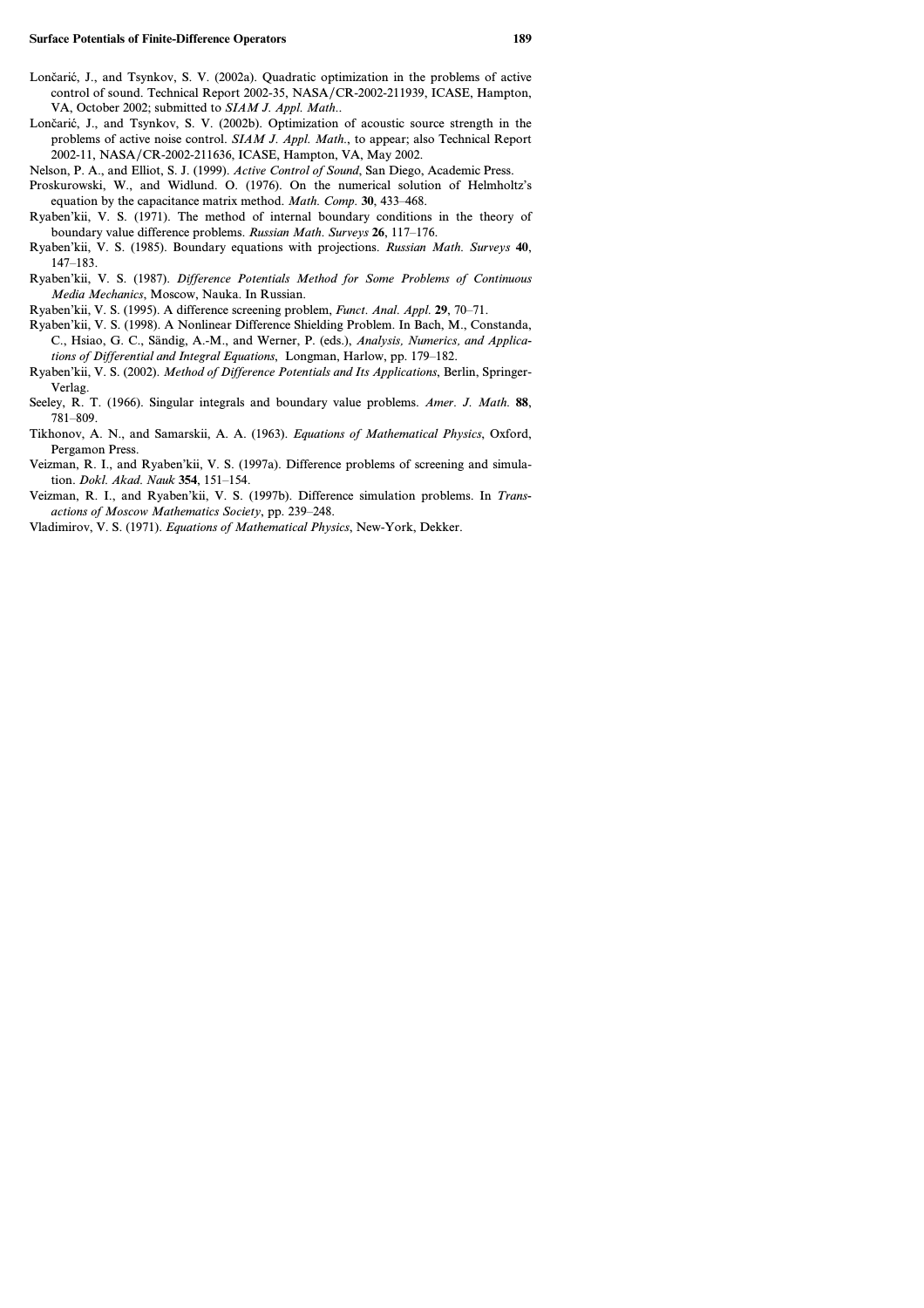Lončarić, J., and Tsynkov, S. V. (2002a). Quadratic optimization in the problems of active control of sound. Technical Report 2002-35, NASA/CR-2002-211939, ICASE, Hampton, VA, October 2002; submitted to *SIAM J. Appl. Math.*.

Lončarić, J., and Tsynkov, S. V. (2002b). Optimization of acoustic source strength in the problems of active noise control. *SIAM J. Appl. Math.*, to appear; also Technical Report 2002-11, NASA/CR-2002-211636, ICASE, Hampton, VA, May 2002.

Nelson, P. A., and Elliot, S. J. (1999). *Active Control of Sound*, San Diego, Academic Press.

Proskurowski, W., and Widlund. O. (1976). On the numerical solution of Helmholtz's equation by the capacitance matrix method. *Math. Comp.* **30**, 433–468.

Ryaben'kii, V. S. (1971). The method of internal boundary conditions in the theory of boundary value difference problems. *Russian Math. Surveys* **26**, 117–176.

Ryaben'kii, V. S. (1985). Boundary equations with projections. *Russian Math. Surveys* **40**, 147–183.

Ryaben'kii, V. S. (1987). *Difference Potentials Method for Some Problems of Continuous Media Mechanics*, Moscow, Nauka. In Russian.

Ryaben'kii, V. S. (1995). A difference screening problem, *Funct. Anal. Appl.* **29**, 70–71.

Ryaben'kii, V. S. (1998). A Nonlinear Difference Shielding Problem. In Bach, M., Constanda, C., Hsiao, G. C., Sändig, A.-M., and Werner, P. (eds.), *Analysis, Numerics, and Applications of Differential and Integral Equations*, Longman, Harlow, pp. 179–182.

Ryaben'kii, V. S. (2002). *Method of Difference Potentials and Its Applications*, Berlin, Springer-Verlag.

Seeley, R. T. (1966). Singular integrals and boundary value problems. *Amer. J. Math.* **88**, 781–809.

Tikhonov, A. N., and Samarskii, A. A. (1963). *Equations of Mathematical Physics*, Oxford, Pergamon Press.

Veizman, R. I., and Ryaben'kii, V. S. (1997a). Difference problems of screening and simulation. *Dokl. Akad. Nauk* **354**, 151–154.

Veizman, R. I., and Ryaben'kii, V. S. (1997b). Difference simulation problems. In *Transactions of Moscow Mathematics Society*, pp. 239–248.

Vladimirov, V. S. (1971). *Equations of Mathematical Physics*, New-York, Dekker.